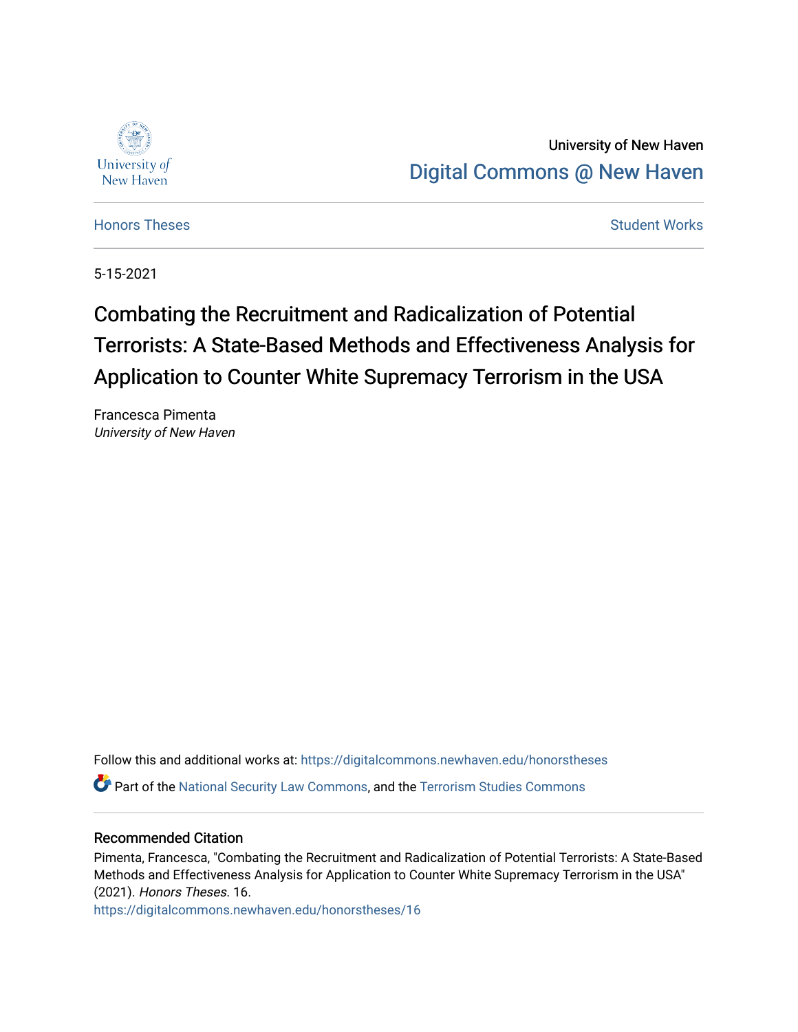University of New Haven

Digital Commons @ New Haven

Honors Theses

Student Works

5-15-2021

# Combating the Recruitment and Radicalization of Potential Terrorists: A State-Based Methods and Effectiveness Analysis for Application to Counter White Supremacy Terrorism in the USA

Francesca Pimenta
*University of New Haven*

Follow this and additional works at: https://digitalcommons.newhaven.edu/honorstheses

Part of the National Security Law Commons, and the Terrorism Studies Commons

### Recommended Citation

Pimenta, Francesca, "Combating the Recruitment and Radicalization of Potential Terrorists: A State-Based Methods and Effectiveness Analysis for Application to Counter White Supremacy Terrorism in the USA" (2021). *Honors Theses*. 16.
https://digitalcommons.newhaven.edu/honorstheses/16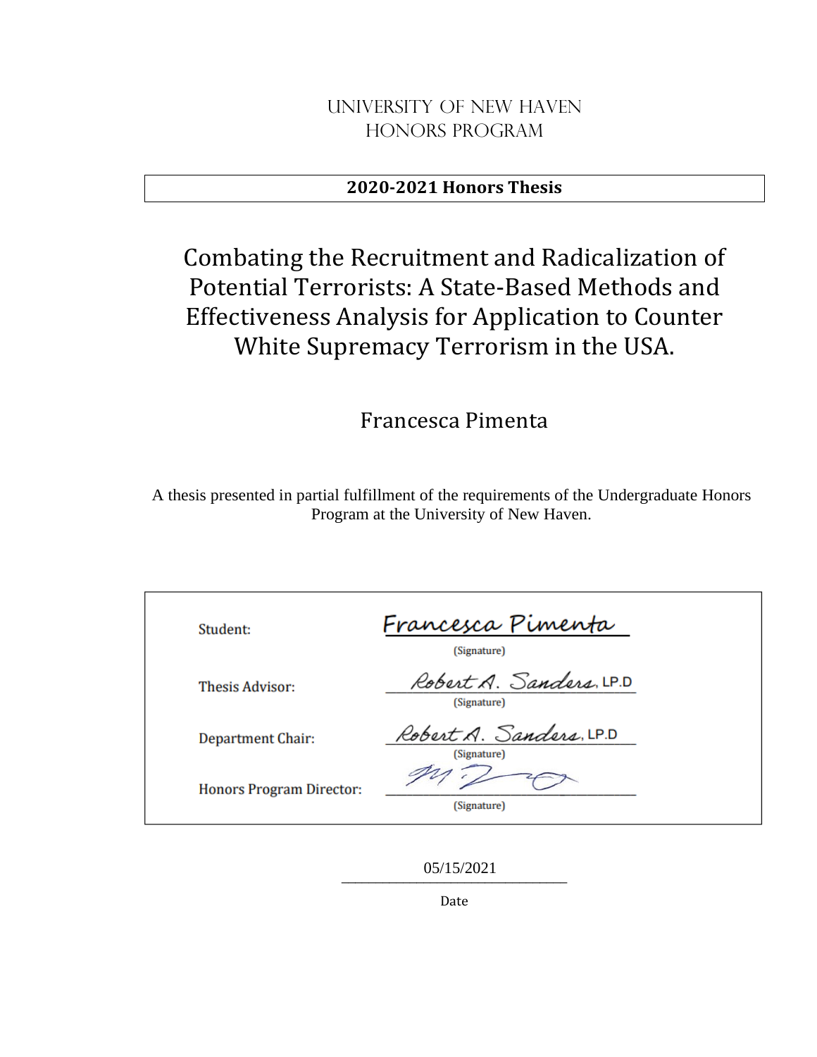UNIVERSITY OF NEW HAVEN
HONORS PROGRAM

**2020-2021 Honors Thesis**

# Combating the Recruitment and Radicalization of Potential Terrorists: A State-Based Methods and Effectiveness Analysis for Application to Counter White Supremacy Terrorism in the USA.

## Francesca Pimenta

A thesis presented in partial fulfillment of the requirements of the Undergraduate Honors Program at the University of New Haven.

| | |
|---|---|
| Student: | Francesca Pimenta (Signature) |
| Thesis Advisor: | Robert A. Sanders, LP.D (Signature) |
| Department Chair: | Robert A. Sanders, LP.D (Signature) |
| Honors Program Director: | (Signature) |

05/15/2021

Date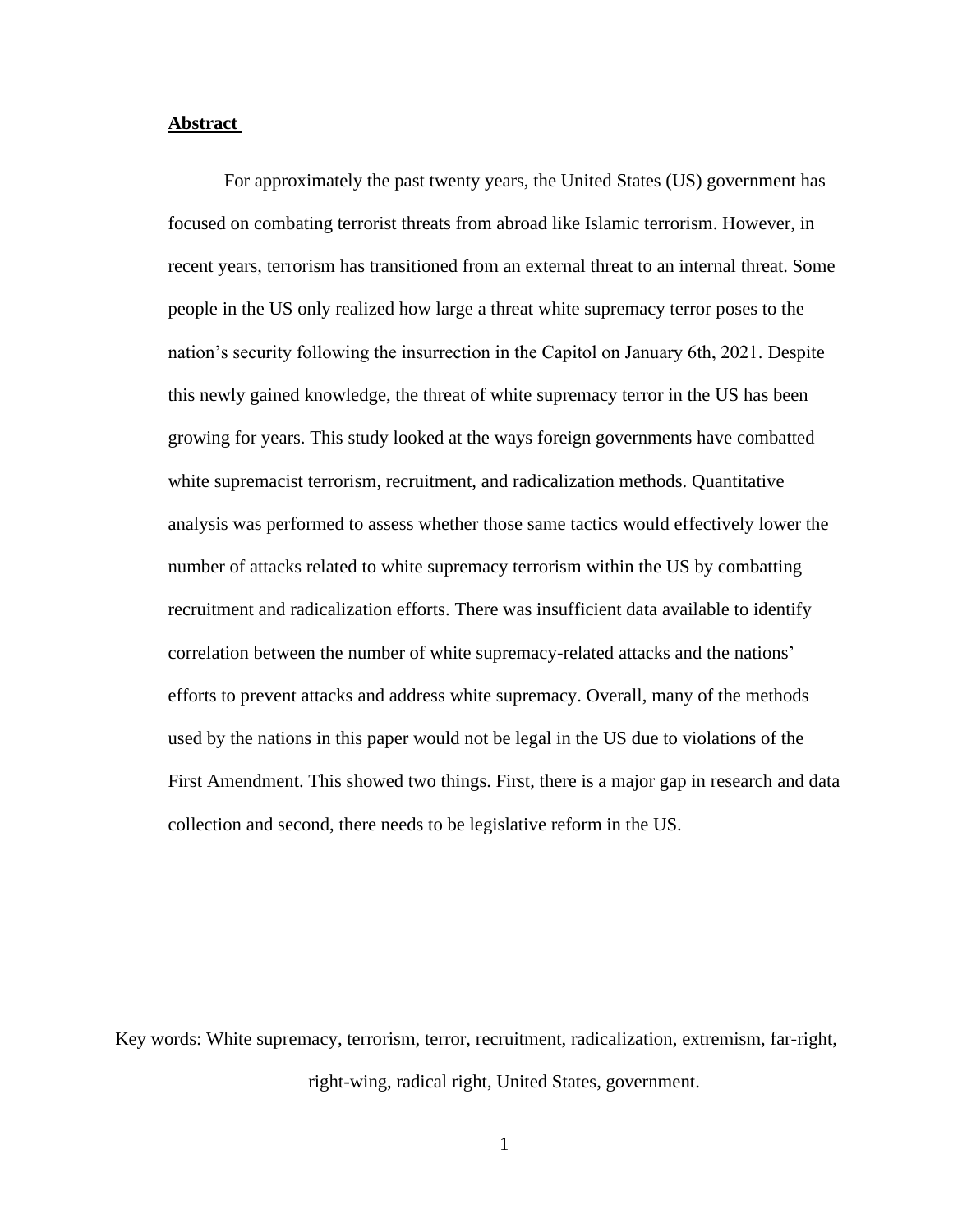## Abstract

For approximately the past twenty years, the United States (US) government has focused on combating terrorist threats from abroad like Islamic terrorism. However, in recent years, terrorism has transitioned from an external threat to an internal threat. Some people in the US only realized how large a threat white supremacy terror poses to the nation's security following the insurrection in the Capitol on January 6th, 2021. Despite this newly gained knowledge, the threat of white supremacy terror in the US has been growing for years. This study looked at the ways foreign governments have combatted white supremacist terrorism, recruitment, and radicalization methods. Quantitative analysis was performed to assess whether those same tactics would effectively lower the number of attacks related to white supremacy terrorism within the US by combatting recruitment and radicalization efforts. There was insufficient data available to identify correlation between the number of white supremacy-related attacks and the nations' efforts to prevent attacks and address white supremacy. Overall, many of the methods used by the nations in this paper would not be legal in the US due to violations of the First Amendment. This showed two things. First, there is a major gap in research and data collection and second, there needs to be legislative reform in the US.

Key words: White supremacy, terrorism, terror, recruitment, radicalization, extremism, far-right, right-wing, radical right, United States, government.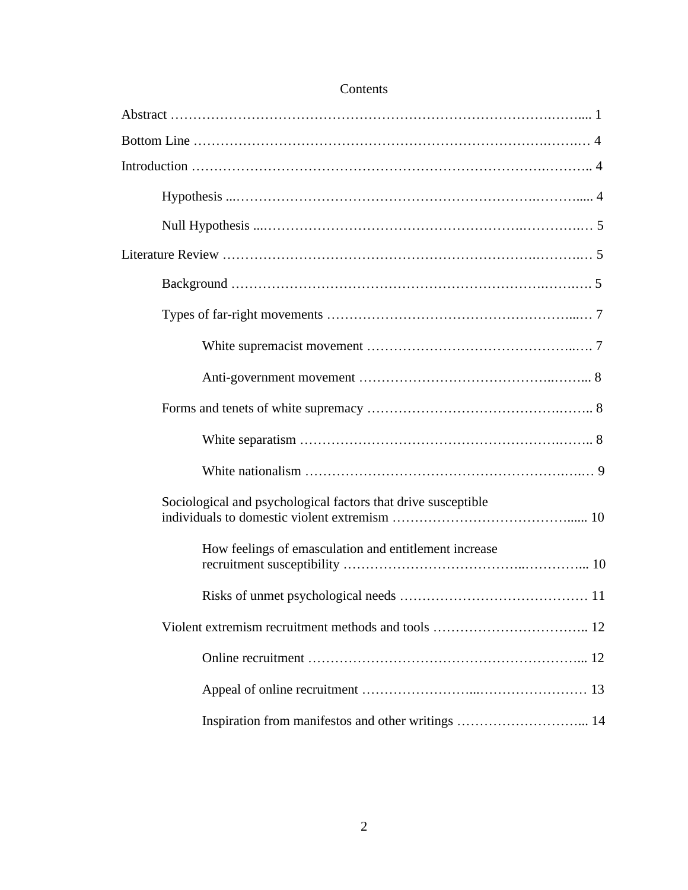# Contents

Abstract ........................................................................................ 1

Bottom Line .................................................................................. 4

Introduction ................................................................................... 4

- Hypothesis ................................................................................ 4
- Null Hypothesis ........................................................................ 5

Literature Review .......................................................................... 5

- Background ............................................................................... 5
- Types of far-right movements ................................................... 7
  - White supremacist movement .............................................. 7
  - Anti-government movement ................................................. 8
- Forms and tenets of white supremacy ....................................... 8
  - White separatism ................................................................. 8
  - White nationalism ................................................................ 9
- Sociological and psychological factors that drive susceptible individuals to domestic violent extremism ..................................... 10
  - How feelings of emasculation and entitlement increase recruitment susceptibility ........................................................ 10
  - Risks of unmet psychological needs ................................... 11
- Violent extremism recruitment methods and tools ................... 12
  - Online recruitment .............................................................. 12
  - Appeal of online recruitment .............................................. 13
  - Inspiration from manifestos and other writings ................... 14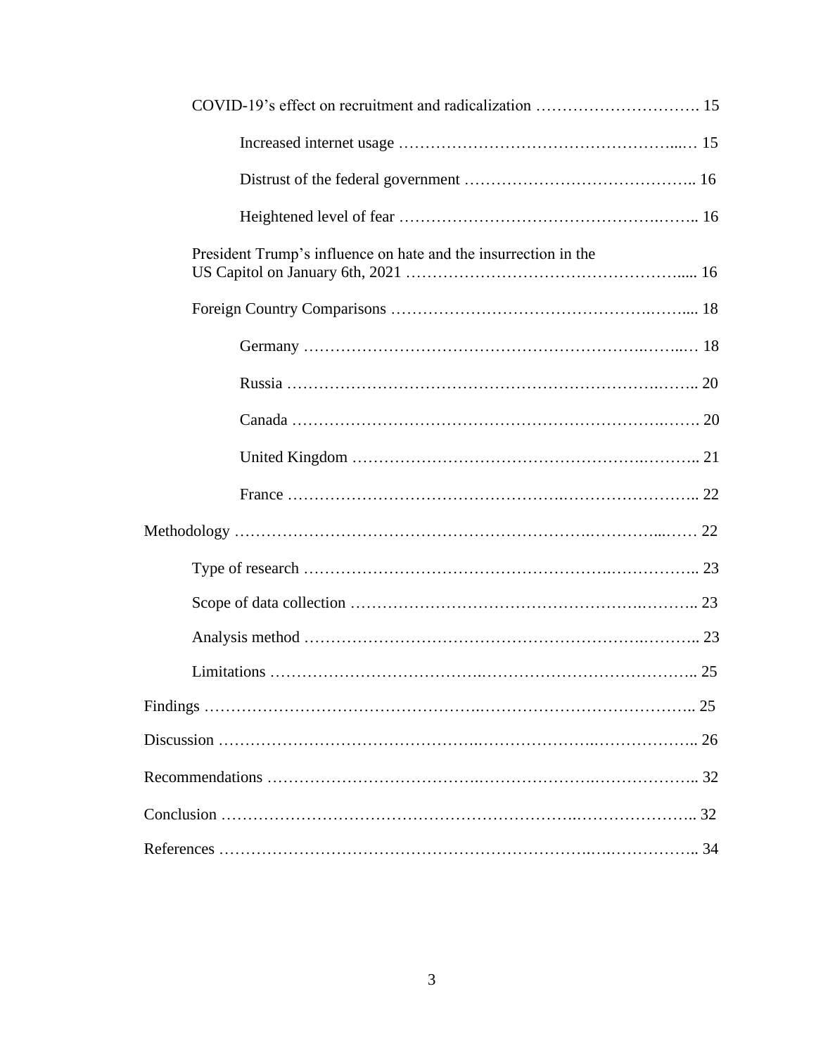COVID-19's effect on recruitment and radicalization ................................ 15

Increased internet usage ................................................... 15

Distrust of the federal government ........................................ 16

Heightened level of fear .................................................... 16

President Trump's influence on hate and the insurrection in the US Capitol on January 6th, 2021 .................................................. 16

Foreign Country Comparisons ................................................ 18

Germany ........................................................................ 18

Russia ........................................................................... 20

Canada .......................................................................... 20

United Kingdom ................................................................ 21

France ........................................................................... 22

Methodology ........................................................................ 22

Type of research ............................................................... 23

Scope of data collection ....................................................... 23

Analysis method ................................................................ 23

Limitations ...................................................................... 25

Findings .............................................................................. 25

Discussion ........................................................................... 26

Recommendations ................................................................... 32

Conclusion ........................................................................... 32

References ........................................................................... 34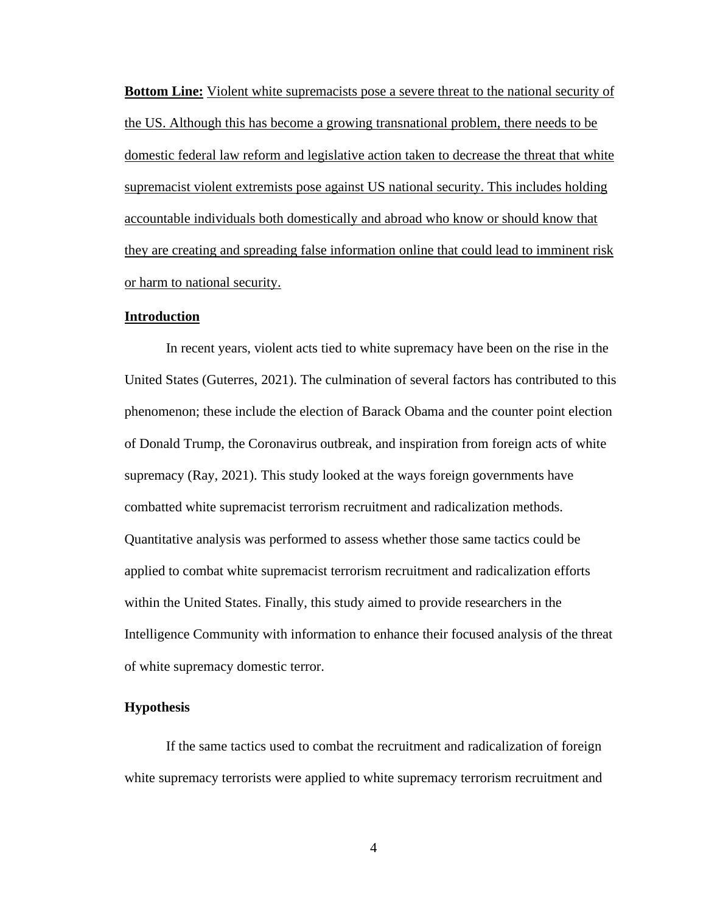**Bottom Line:** Violent white supremacists pose a severe threat to the national security of the US. Although this has become a growing transnational problem, there needs to be domestic federal law reform and legislative action taken to decrease the threat that white supremacist violent extremists pose against US national security. This includes holding accountable individuals both domestically and abroad who know or should know that they are creating and spreading false information online that could lead to imminent risk or harm to national security.

## Introduction

In recent years, violent acts tied to white supremacy have been on the rise in the United States (Guterres, 2021). The culmination of several factors has contributed to this phenomenon; these include the election of Barack Obama and the counter point election of Donald Trump, the Coronavirus outbreak, and inspiration from foreign acts of white supremacy (Ray, 2021). This study looked at the ways foreign governments have combatted white supremacist terrorism recruitment and radicalization methods. Quantitative analysis was performed to assess whether those same tactics could be applied to combat white supremacist terrorism recruitment and radicalization efforts within the United States. Finally, this study aimed to provide researchers in the Intelligence Community with information to enhance their focused analysis of the threat of white supremacy domestic terror.

## Hypothesis

If the same tactics used to combat the recruitment and radicalization of foreign white supremacy terrorists were applied to white supremacy terrorism recruitment and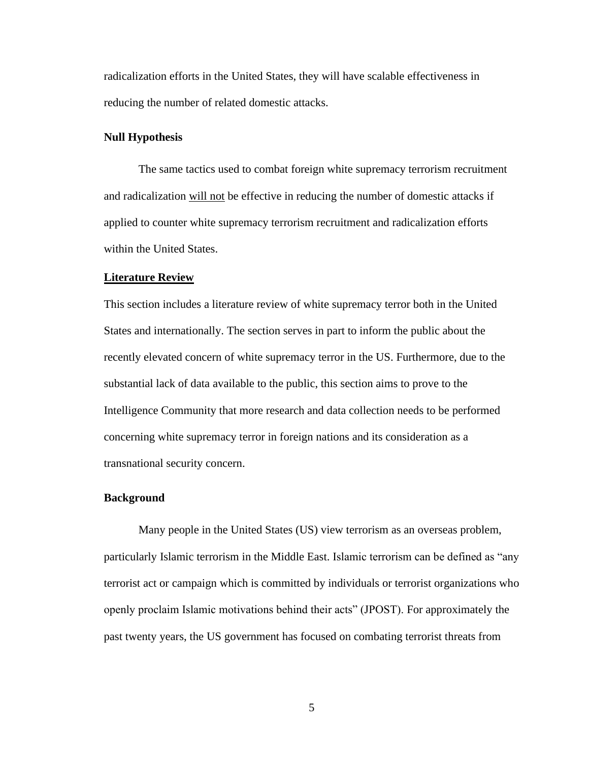radicalization efforts in the United States, they will have scalable effectiveness in reducing the number of related domestic attacks.

### Null Hypothesis

The same tactics used to combat foreign white supremacy terrorism recruitment and radicalization <u>will not</u> be effective in reducing the number of domestic attacks if applied to counter white supremacy terrorism recruitment and radicalization efforts within the United States.

## <u>Literature Review</u>

This section includes a literature review of white supremacy terror both in the United States and internationally. The section serves in part to inform the public about the recently elevated concern of white supremacy terror in the US. Furthermore, due to the substantial lack of data available to the public, this section aims to prove to the Intelligence Community that more research and data collection needs to be performed concerning white supremacy terror in foreign nations and its consideration as a transnational security concern.

### Background

Many people in the United States (US) view terrorism as an overseas problem, particularly Islamic terrorism in the Middle East. Islamic terrorism can be defined as "any terrorist act or campaign which is committed by individuals or terrorist organizations who openly proclaim Islamic motivations behind their acts" (JPOST). For approximately the past twenty years, the US government has focused on combating terrorist threats from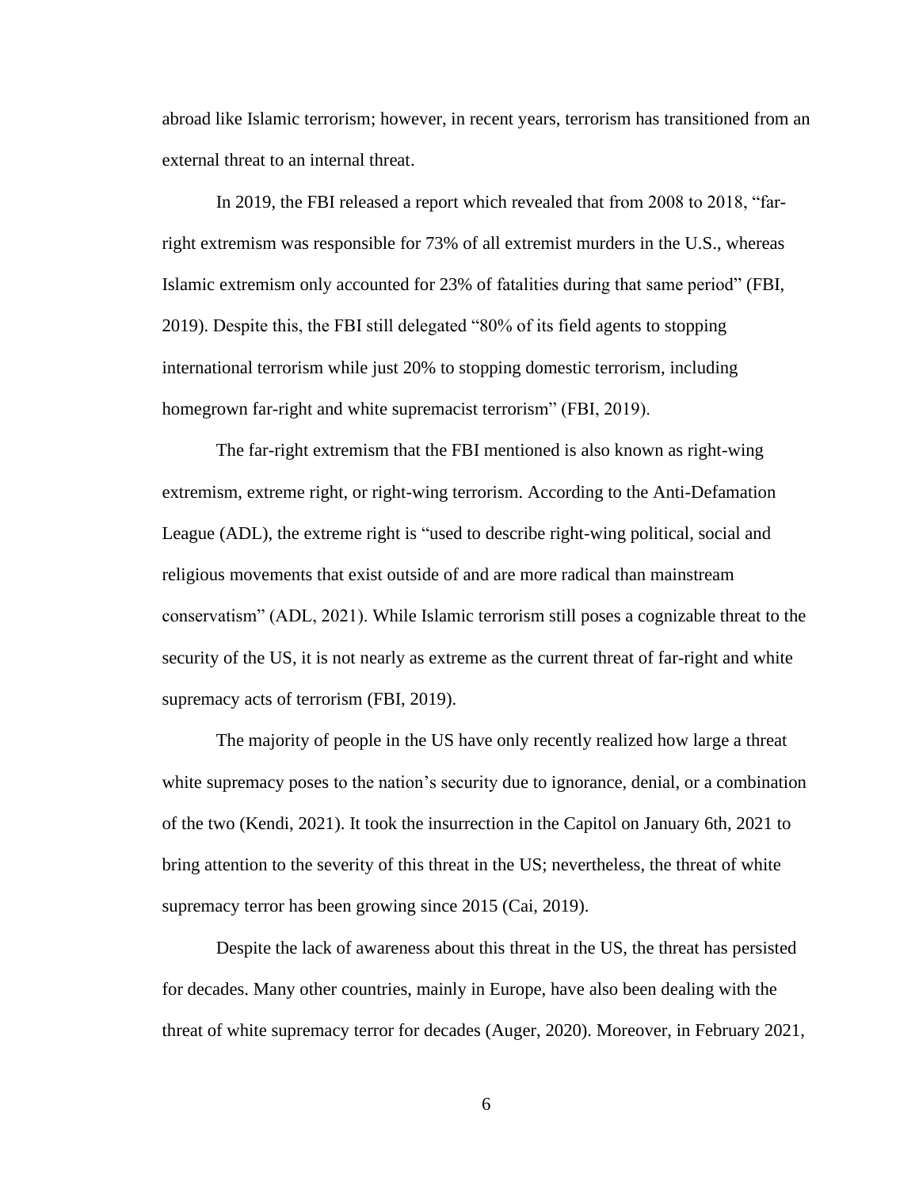abroad like Islamic terrorism; however, in recent years, terrorism has transitioned from an external threat to an internal threat.

In 2019, the FBI released a report which revealed that from 2008 to 2018, "far-right extremism was responsible for 73% of all extremist murders in the U.S., whereas Islamic extremism only accounted for 23% of fatalities during that same period" (FBI, 2019). Despite this, the FBI still delegated "80% of its field agents to stopping international terrorism while just 20% to stopping domestic terrorism, including homegrown far-right and white supremacist terrorism" (FBI, 2019).

The far-right extremism that the FBI mentioned is also known as right-wing extremism, extreme right, or right-wing terrorism. According to the Anti-Defamation League (ADL), the extreme right is "used to describe right-wing political, social and religious movements that exist outside of and are more radical than mainstream conservatism" (ADL, 2021). While Islamic terrorism still poses a cognizable threat to the security of the US, it is not nearly as extreme as the current threat of far-right and white supremacy acts of terrorism (FBI, 2019).

The majority of people in the US have only recently realized how large a threat white supremacy poses to the nation's security due to ignorance, denial, or a combination of the two (Kendi, 2021). It took the insurrection in the Capitol on January 6th, 2021 to bring attention to the severity of this threat in the US; nevertheless, the threat of white supremacy terror has been growing since 2015 (Cai, 2019).

Despite the lack of awareness about this threat in the US, the threat has persisted for decades. Many other countries, mainly in Europe, have also been dealing with the threat of white supremacy terror for decades (Auger, 2020). Moreover, in February 2021,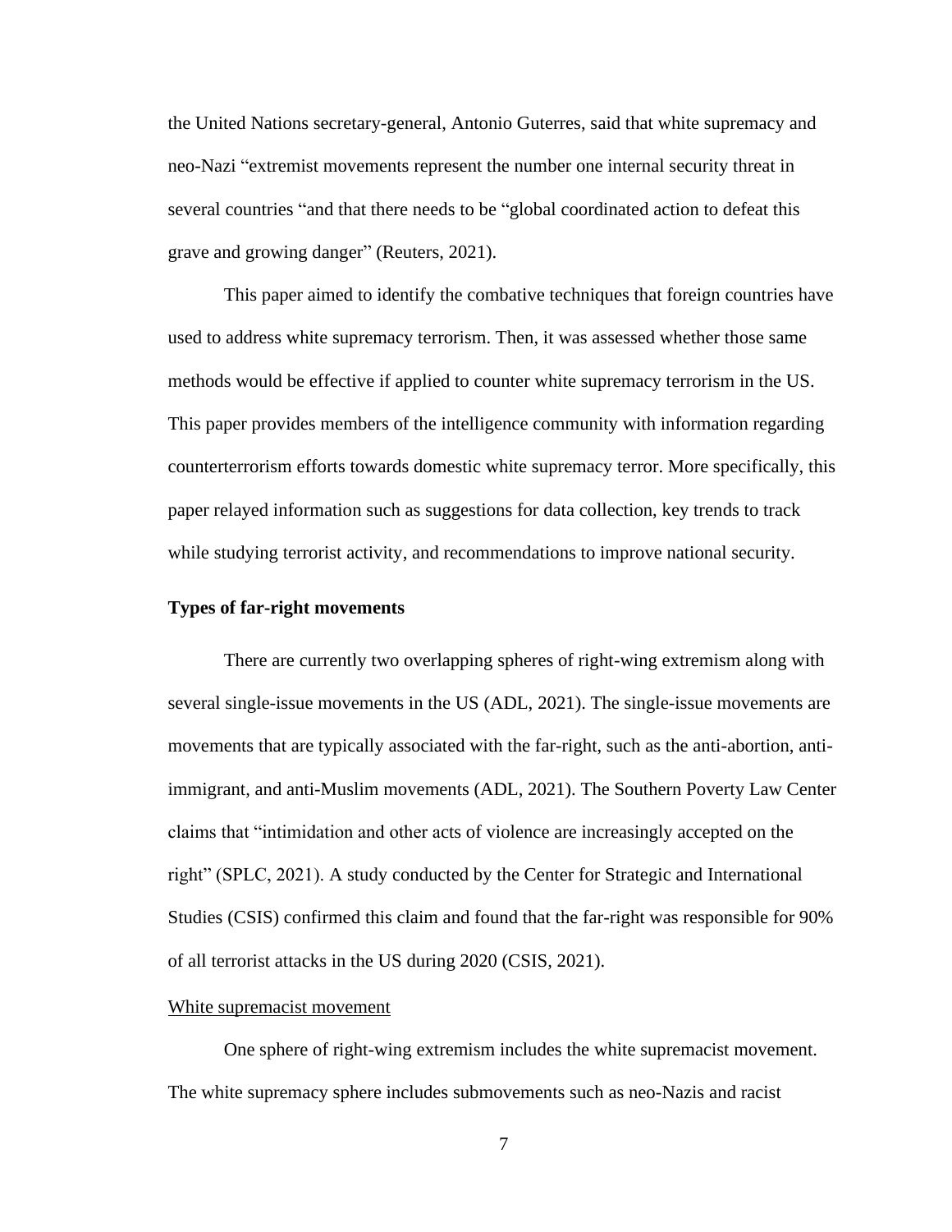the United Nations secretary-general, Antonio Guterres, said that white supremacy and neo-Nazi "extremist movements represent the number one internal security threat in several countries "and that there needs to be "global coordinated action to defeat this grave and growing danger" (Reuters, 2021).

This paper aimed to identify the combative techniques that foreign countries have used to address white supremacy terrorism. Then, it was assessed whether those same methods would be effective if applied to counter white supremacy terrorism in the US. This paper provides members of the intelligence community with information regarding counterterrorism efforts towards domestic white supremacy terror. More specifically, this paper relayed information such as suggestions for data collection, key trends to track while studying terrorist activity, and recommendations to improve national security.

### Types of far-right movements

There are currently two overlapping spheres of right-wing extremism along with several single-issue movements in the US (ADL, 2021). The single-issue movements are movements that are typically associated with the far-right, such as the anti-abortion, anti-immigrant, and anti-Muslim movements (ADL, 2021). The Southern Poverty Law Center claims that "intimidation and other acts of violence are increasingly accepted on the right" (SPLC, 2021). A study conducted by the Center for Strategic and International Studies (CSIS) confirmed this claim and found that the far-right was responsible for 90% of all terrorist attacks in the US during 2020 (CSIS, 2021).

#### White supremacist movement

One sphere of right-wing extremism includes the white supremacist movement. The white supremacy sphere includes submovements such as neo-Nazis and racist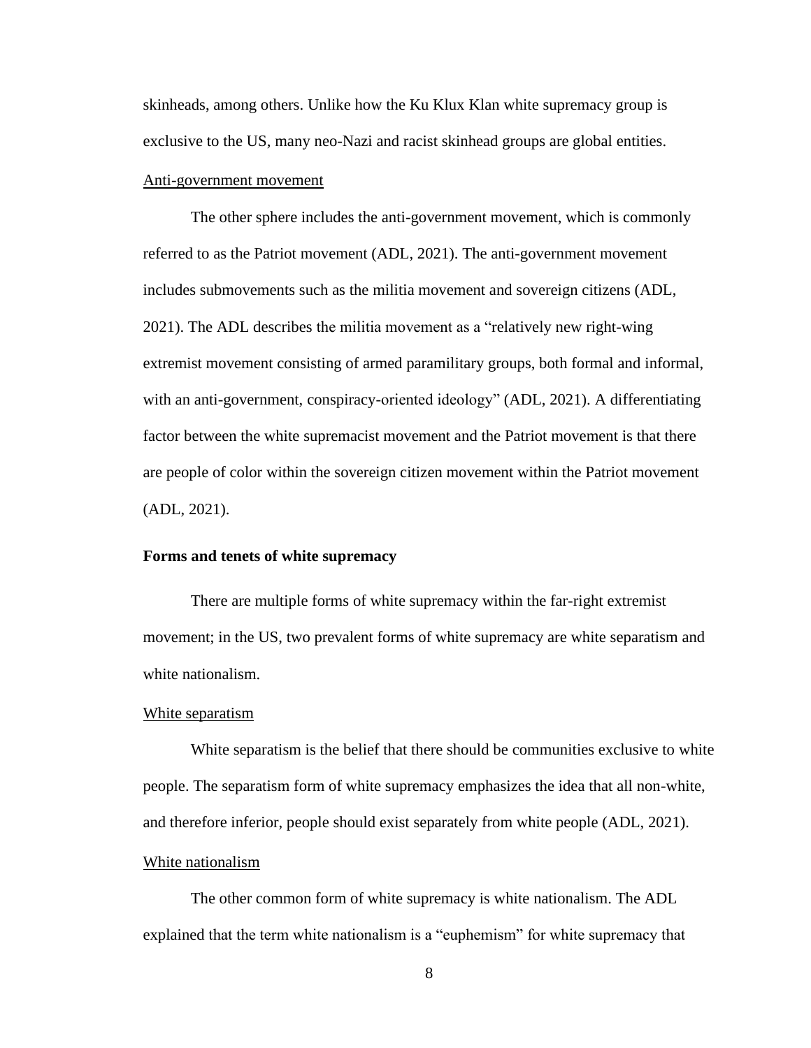skinheads, among others. Unlike how the Ku Klux Klan white supremacy group is exclusive to the US, many neo-Nazi and racist skinhead groups are global entities.

#### Anti-government movement

The other sphere includes the anti-government movement, which is commonly referred to as the Patriot movement (ADL, 2021). The anti-government movement includes submovements such as the militia movement and sovereign citizens (ADL, 2021). The ADL describes the militia movement as a "relatively new right-wing extremist movement consisting of armed paramilitary groups, both formal and informal, with an anti-government, conspiracy-oriented ideology" (ADL, 2021). A differentiating factor between the white supremacist movement and the Patriot movement is that there are people of color within the sovereign citizen movement within the Patriot movement (ADL, 2021).

### Forms and tenets of white supremacy

There are multiple forms of white supremacy within the far-right extremist movement; in the US, two prevalent forms of white supremacy are white separatism and white nationalism.

#### White separatism

White separatism is the belief that there should be communities exclusive to white people. The separatism form of white supremacy emphasizes the idea that all non-white, and therefore inferior, people should exist separately from white people (ADL, 2021).

#### White nationalism

The other common form of white supremacy is white nationalism. The ADL explained that the term white nationalism is a "euphemism" for white supremacy that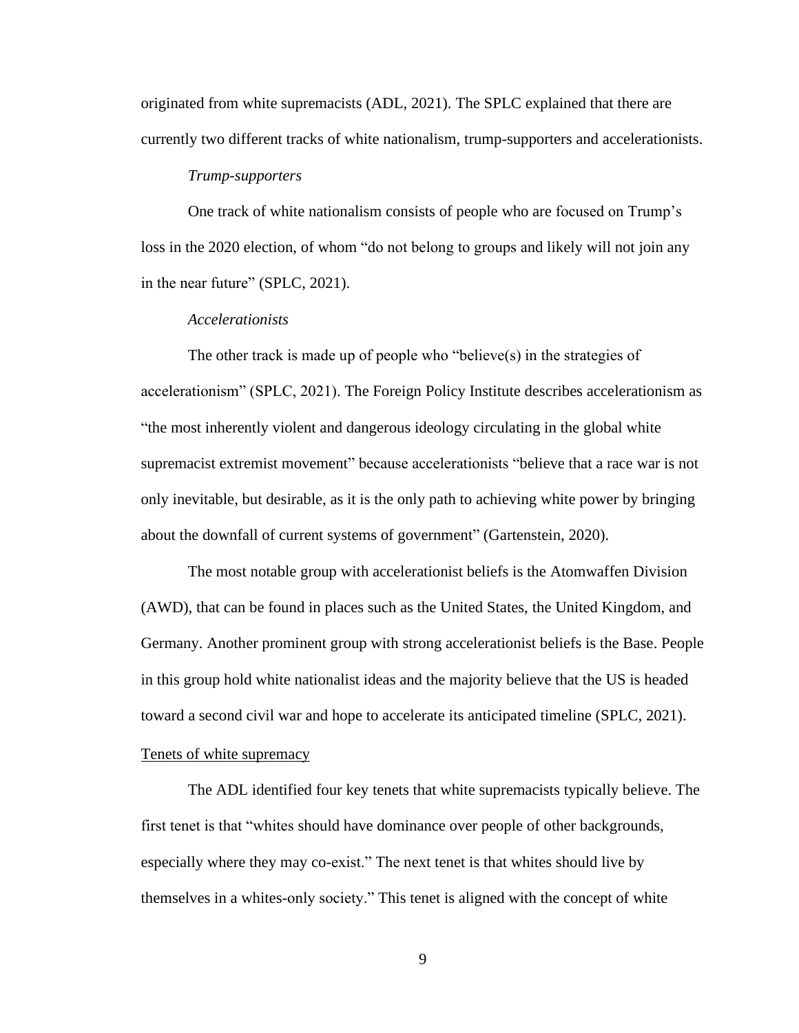originated from white supremacists (ADL, 2021). The SPLC explained that there are currently two different tracks of white nationalism, trump-supporters and accelerationists.

### *Trump-supporters*

One track of white nationalism consists of people who are focused on Trump's loss in the 2020 election, of whom "do not belong to groups and likely will not join any in the near future" (SPLC, 2021).

### *Accelerationists*

The other track is made up of people who "believe(s) in the strategies of accelerationism" (SPLC, 2021). The Foreign Policy Institute describes accelerationism as "the most inherently violent and dangerous ideology circulating in the global white supremacist extremist movement" because accelerationists "believe that a race war is not only inevitable, but desirable, as it is the only path to achieving white power by bringing about the downfall of current systems of government" (Gartenstein, 2020).

The most notable group with accelerationist beliefs is the Atomwaffen Division (AWD), that can be found in places such as the United States, the United Kingdom, and Germany. Another prominent group with strong accelerationist beliefs is the Base. People in this group hold white nationalist ideas and the majority believe that the US is headed toward a second civil war and hope to accelerate its anticipated timeline (SPLC, 2021).

## Tenets of white supremacy

The ADL identified four key tenets that white supremacists typically believe. The first tenet is that "whites should have dominance over people of other backgrounds, especially where they may co-exist." The next tenet is that whites should live by themselves in a whites-only society." This tenet is aligned with the concept of white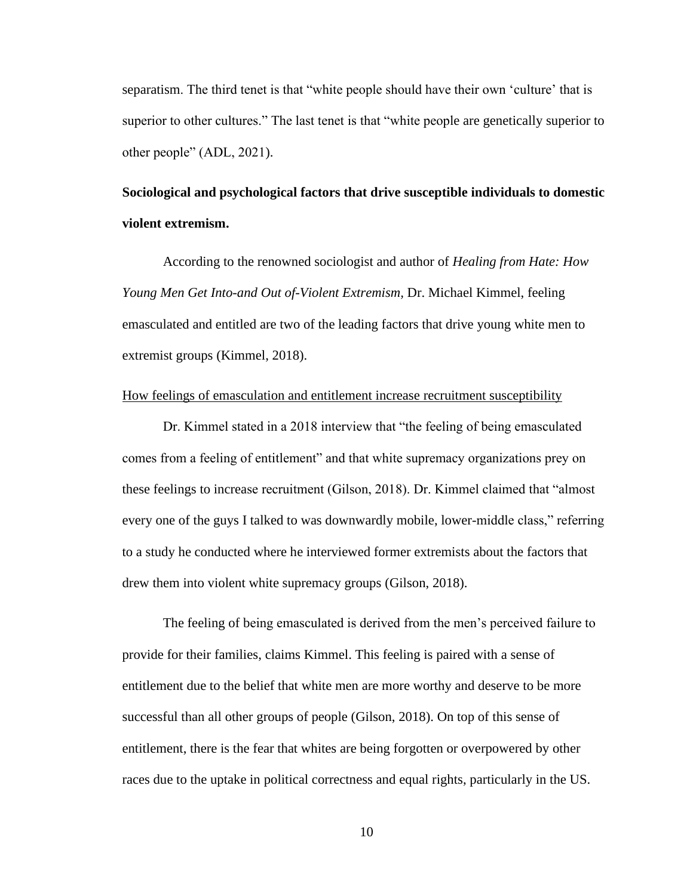separatism. The third tenet is that "white people should have their own 'culture' that is superior to other cultures." The last tenet is that "white people are genetically superior to other people" (ADL, 2021).

## Sociological and psychological factors that drive susceptible individuals to domestic violent extremism.

According to the renowned sociologist and author of *Healing from Hate: How Young Men Get Into-and Out of-Violent Extremism*, Dr. Michael Kimmel, feeling emasculated and entitled are two of the leading factors that drive young white men to extremist groups (Kimmel, 2018).

### How feelings of emasculation and entitlement increase recruitment susceptibility

Dr. Kimmel stated in a 2018 interview that "the feeling of being emasculated comes from a feeling of entitlement" and that white supremacy organizations prey on these feelings to increase recruitment (Gilson, 2018). Dr. Kimmel claimed that "almost every one of the guys I talked to was downwardly mobile, lower-middle class," referring to a study he conducted where he interviewed former extremists about the factors that drew them into violent white supremacy groups (Gilson, 2018).

The feeling of being emasculated is derived from the men's perceived failure to provide for their families, claims Kimmel. This feeling is paired with a sense of entitlement due to the belief that white men are more worthy and deserve to be more successful than all other groups of people (Gilson, 2018). On top of this sense of entitlement, there is the fear that whites are being forgotten or overpowered by other races due to the uptake in political correctness and equal rights, particularly in the US.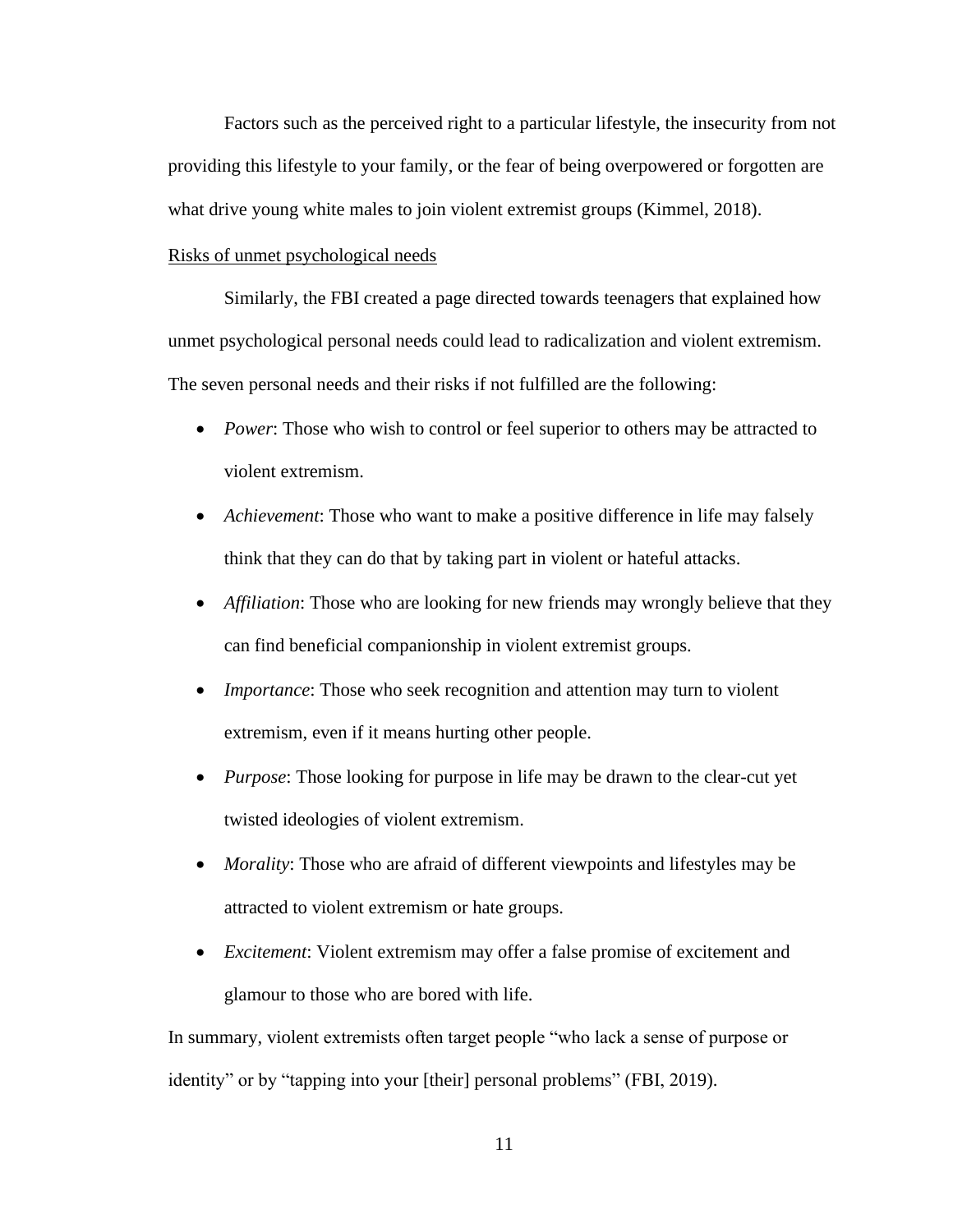Factors such as the perceived right to a particular lifestyle, the insecurity from not providing this lifestyle to your family, or the fear of being overpowered or forgotten are what drive young white males to join violent extremist groups (Kimmel, 2018).

<u>Risks of unmet psychological needs</u>

Similarly, the FBI created a page directed towards teenagers that explained how unmet psychological personal needs could lead to radicalization and violent extremism. The seven personal needs and their risks if not fulfilled are the following:

- *Power*: Those who wish to control or feel superior to others may be attracted to violent extremism.
- *Achievement*: Those who want to make a positive difference in life may falsely think that they can do that by taking part in violent or hateful attacks.
- *Affiliation*: Those who are looking for new friends may wrongly believe that they can find beneficial companionship in violent extremist groups.
- *Importance*: Those who seek recognition and attention may turn to violent extremism, even if it means hurting other people.
- *Purpose*: Those looking for purpose in life may be drawn to the clear-cut yet twisted ideologies of violent extremism.
- *Morality*: Those who are afraid of different viewpoints and lifestyles may be attracted to violent extremism or hate groups.
- *Excitement*: Violent extremism may offer a false promise of excitement and glamour to those who are bored with life.

In summary, violent extremists often target people "who lack a sense of purpose or identity" or by "tapping into your [their] personal problems" (FBI, 2019).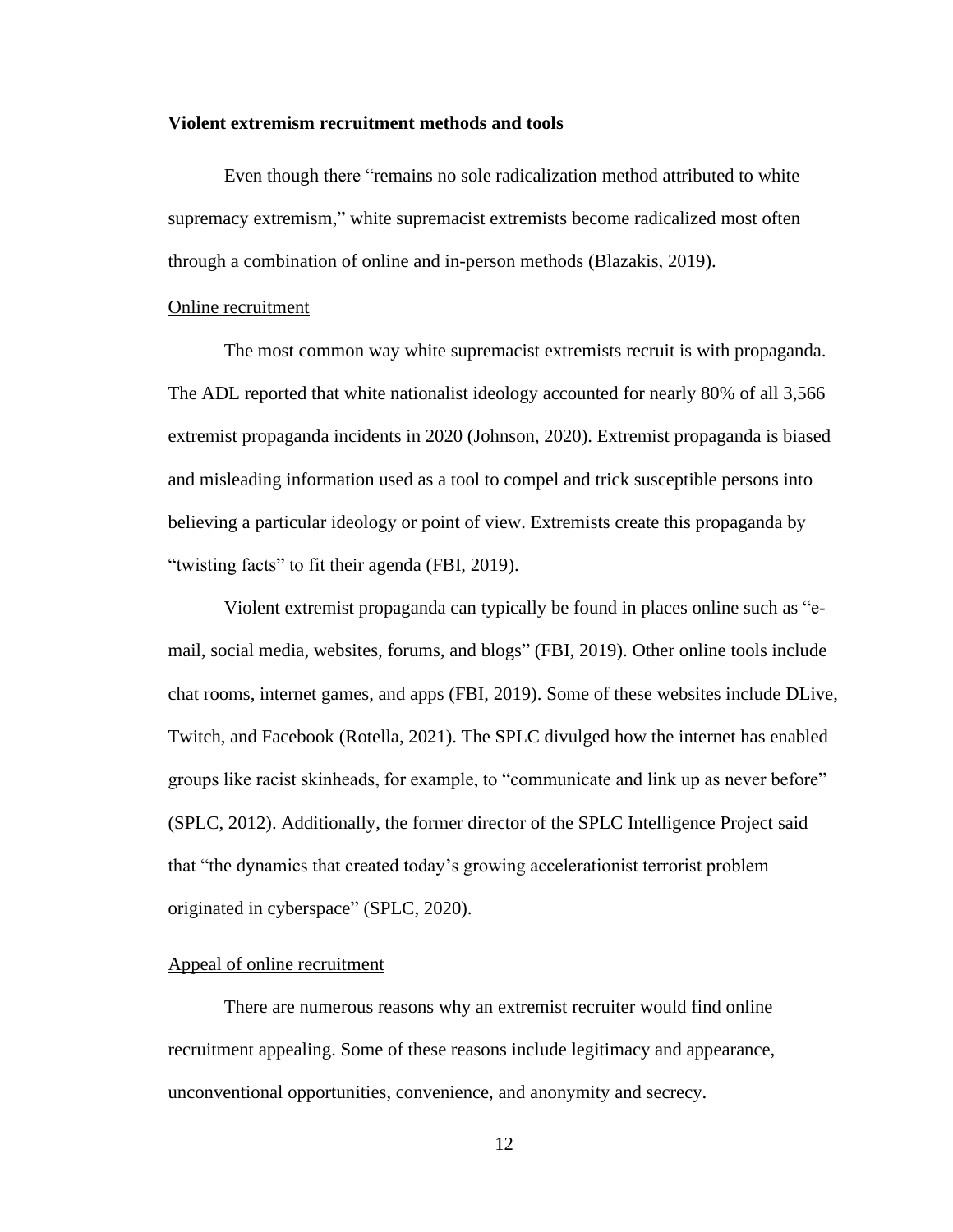**Violent extremism recruitment methods and tools**

Even though there "remains no sole radicalization method attributed to white supremacy extremism," white supremacist extremists become radicalized most often through a combination of online and in-person methods (Blazakis, 2019).

<u>Online recruitment</u>

The most common way white supremacist extremists recruit is with propaganda. The ADL reported that white nationalist ideology accounted for nearly 80% of all 3,566 extremist propaganda incidents in 2020 (Johnson, 2020). Extremist propaganda is biased and misleading information used as a tool to compel and trick susceptible persons into believing a particular ideology or point of view. Extremists create this propaganda by "twisting facts" to fit their agenda (FBI, 2019).

Violent extremist propaganda can typically be found in places online such as "e-mail, social media, websites, forums, and blogs" (FBI, 2019). Other online tools include chat rooms, internet games, and apps (FBI, 2019). Some of these websites include DLive, Twitch, and Facebook (Rotella, 2021). The SPLC divulged how the internet has enabled groups like racist skinheads, for example, to "communicate and link up as never before" (SPLC, 2012). Additionally, the former director of the SPLC Intelligence Project said that "the dynamics that created today's growing accelerationist terrorist problem originated in cyberspace" (SPLC, 2020).

<u>Appeal of online recruitment</u>

There are numerous reasons why an extremist recruiter would find online recruitment appealing. Some of these reasons include legitimacy and appearance, unconventional opportunities, convenience, and anonymity and secrecy.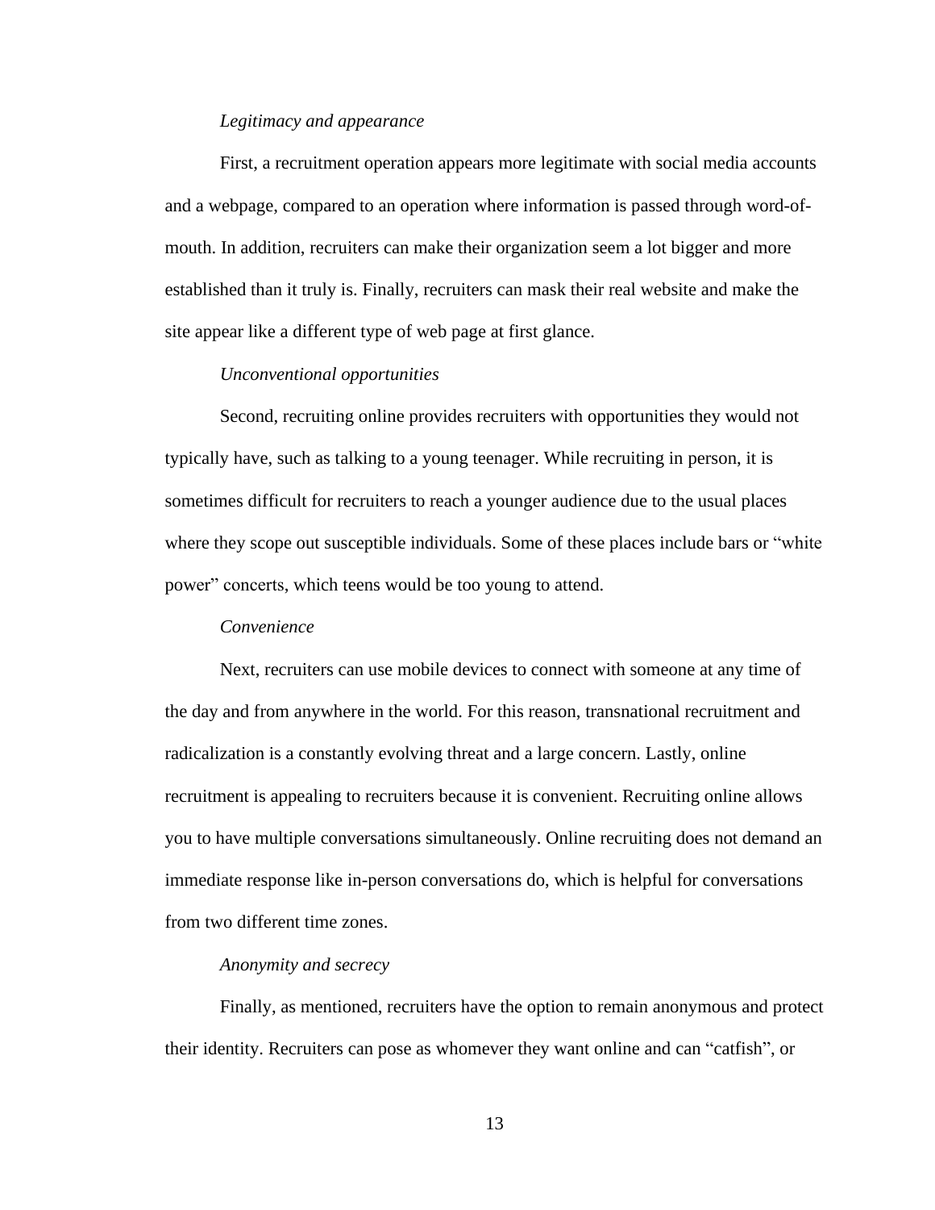*Legitimacy and appearance*

First, a recruitment operation appears more legitimate with social media accounts and a webpage, compared to an operation where information is passed through word-of-mouth. In addition, recruiters can make their organization seem a lot bigger and more established than it truly is. Finally, recruiters can mask their real website and make the site appear like a different type of web page at first glance.

*Unconventional opportunities*

Second, recruiting online provides recruiters with opportunities they would not typically have, such as talking to a young teenager. While recruiting in person, it is sometimes difficult for recruiters to reach a younger audience due to the usual places where they scope out susceptible individuals. Some of these places include bars or "white power" concerts, which teens would be too young to attend.

*Convenience*

Next, recruiters can use mobile devices to connect with someone at any time of the day and from anywhere in the world. For this reason, transnational recruitment and radicalization is a constantly evolving threat and a large concern. Lastly, online recruitment is appealing to recruiters because it is convenient. Recruiting online allows you to have multiple conversations simultaneously. Online recruiting does not demand an immediate response like in-person conversations do, which is helpful for conversations from two different time zones.

*Anonymity and secrecy*

Finally, as mentioned, recruiters have the option to remain anonymous and protect their identity. Recruiters can pose as whomever they want online and can "catfish", or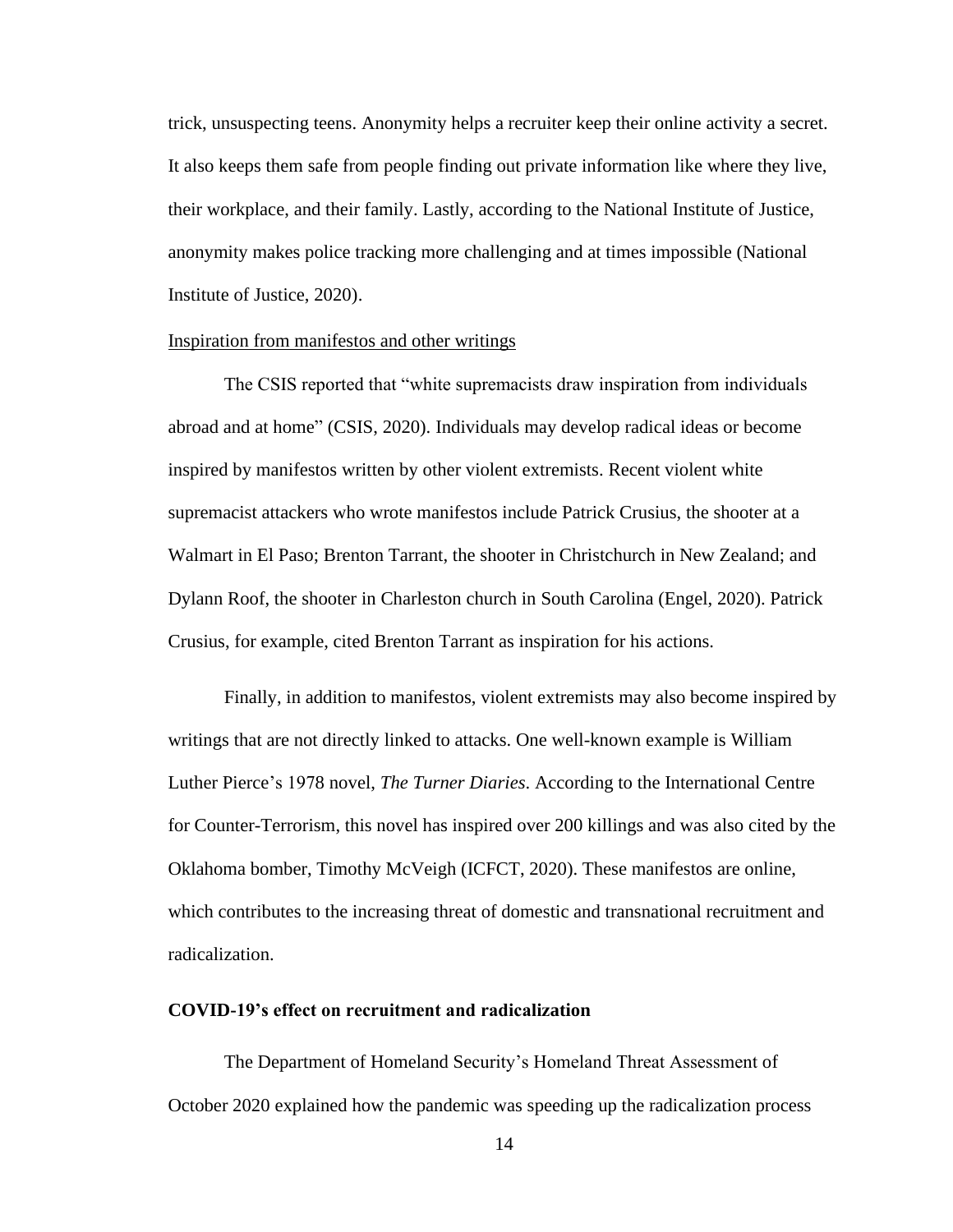trick, unsuspecting teens. Anonymity helps a recruiter keep their online activity a secret. It also keeps them safe from people finding out private information like where they live, their workplace, and their family. Lastly, according to the National Institute of Justice, anonymity makes police tracking more challenging and at times impossible (National Institute of Justice, 2020).

<u>Inspiration from manifestos and other writings</u>

The CSIS reported that “white supremacists draw inspiration from individuals abroad and at home” (CSIS, 2020). Individuals may develop radical ideas or become inspired by manifestos written by other violent extremists. Recent violent white supremacist attackers who wrote manifestos include Patrick Crusius, the shooter at a Walmart in El Paso; Brenton Tarrant, the shooter in Christchurch in New Zealand; and Dylann Roof, the shooter in Charleston church in South Carolina (Engel, 2020). Patrick Crusius, for example, cited Brenton Tarrant as inspiration for his actions.

Finally, in addition to manifestos, violent extremists may also become inspired by writings that are not directly linked to attacks. One well-known example is William Luther Pierce’s 1978 novel, *The Turner Diaries*. According to the International Centre for Counter-Terrorism, this novel has inspired over 200 killings and was also cited by the Oklahoma bomber, Timothy McVeigh (ICFCT, 2020). These manifestos are online, which contributes to the increasing threat of domestic and transnational recruitment and radicalization.

**COVID-19’s effect on recruitment and radicalization**

The Department of Homeland Security’s Homeland Threat Assessment of October 2020 explained how the pandemic was speeding up the radicalization process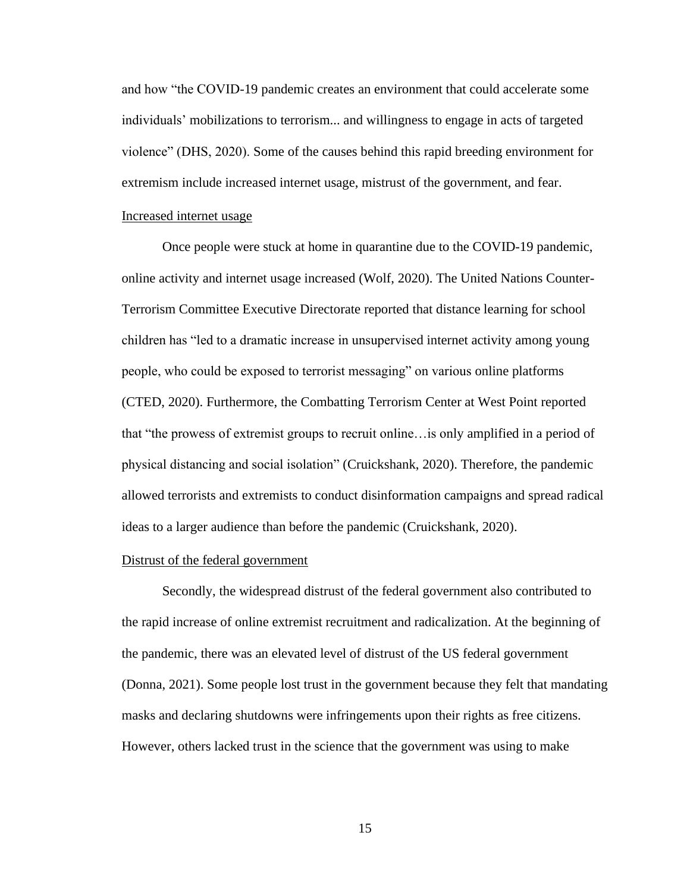and how “the COVID-19 pandemic creates an environment that could accelerate some individuals’ mobilizations to terrorism... and willingness to engage in acts of targeted violence” (DHS, 2020). Some of the causes behind this rapid breeding environment for extremism include increased internet usage, mistrust of the government, and fear.

### Increased internet usage

Once people were stuck at home in quarantine due to the COVID-19 pandemic, online activity and internet usage increased (Wolf, 2020). The United Nations Counter-Terrorism Committee Executive Directorate reported that distance learning for school children has “led to a dramatic increase in unsupervised internet activity among young people, who could be exposed to terrorist messaging” on various online platforms (CTED, 2020). Furthermore, the Combatting Terrorism Center at West Point reported that “the prowess of extremist groups to recruit online…is only amplified in a period of physical distancing and social isolation” (Cruickshank, 2020). Therefore, the pandemic allowed terrorists and extremists to conduct disinformation campaigns and spread radical ideas to a larger audience than before the pandemic (Cruickshank, 2020).

### Distrust of the federal government

Secondly, the widespread distrust of the federal government also contributed to the rapid increase of online extremist recruitment and radicalization. At the beginning of the pandemic, there was an elevated level of distrust of the US federal government (Donna, 2021). Some people lost trust in the government because they felt that mandating masks and declaring shutdowns were infringements upon their rights as free citizens. However, others lacked trust in the science that the government was using to make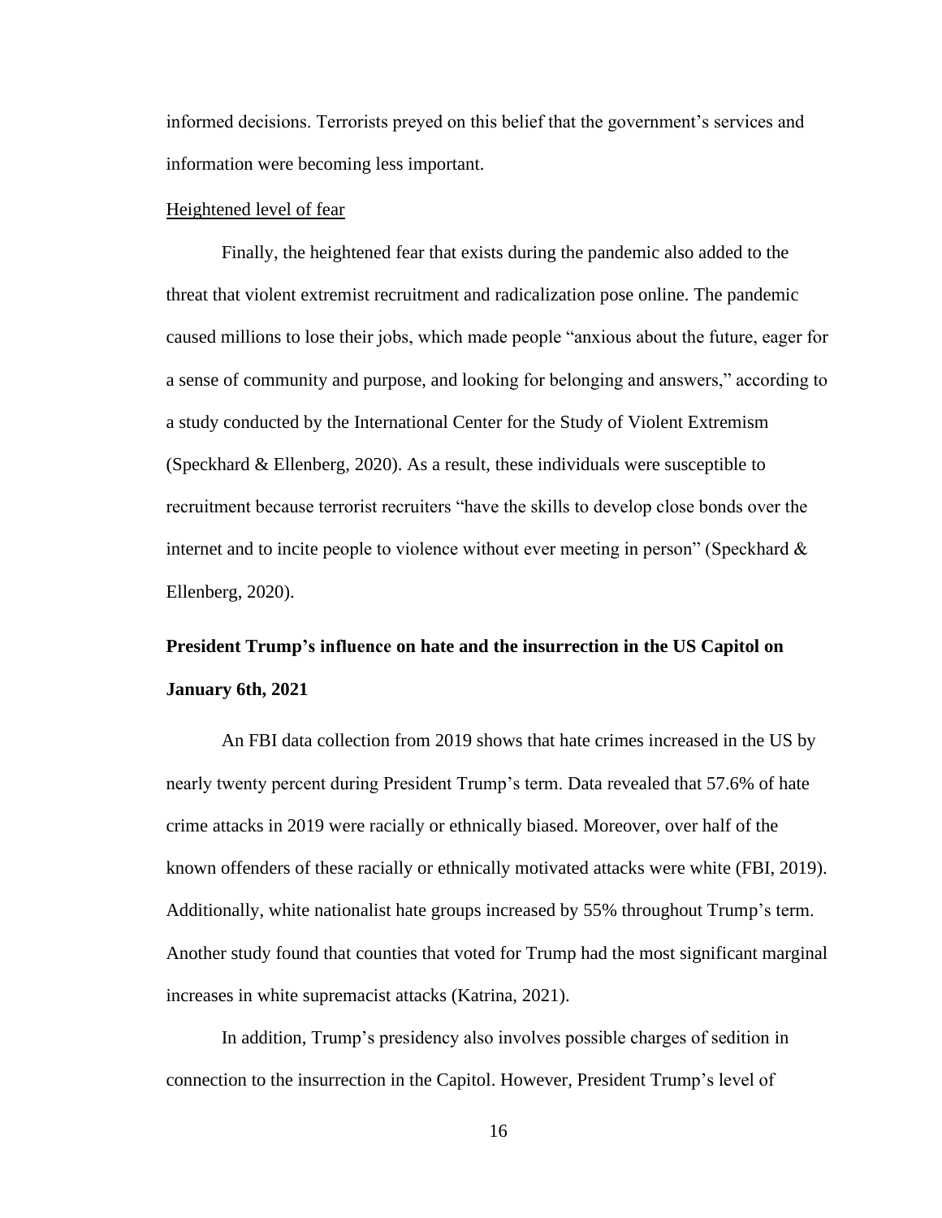informed decisions. Terrorists preyed on this belief that the government's services and information were becoming less important.

<u>Heightened level of fear</u>

Finally, the heightened fear that exists during the pandemic also added to the threat that violent extremist recruitment and radicalization pose online. The pandemic caused millions to lose their jobs, which made people "anxious about the future, eager for a sense of community and purpose, and looking for belonging and answers," according to a study conducted by the International Center for the Study of Violent Extremism (Speckhard & Ellenberg, 2020). As a result, these individuals were susceptible to recruitment because terrorist recruiters "have the skills to develop close bonds over the internet and to incite people to violence without ever meeting in person" (Speckhard & Ellenberg, 2020).

**President Trump's influence on hate and the insurrection in the US Capitol on January 6th, 2021**

An FBI data collection from 2019 shows that hate crimes increased in the US by nearly twenty percent during President Trump's term. Data revealed that 57.6% of hate crime attacks in 2019 were racially or ethnically biased. Moreover, over half of the known offenders of these racially or ethnically motivated attacks were white (FBI, 2019). Additionally, white nationalist hate groups increased by 55% throughout Trump's term. Another study found that counties that voted for Trump had the most significant marginal increases in white supremacist attacks (Katrina, 2021).

In addition, Trump's presidency also involves possible charges of sedition in connection to the insurrection in the Capitol. However, President Trump's level of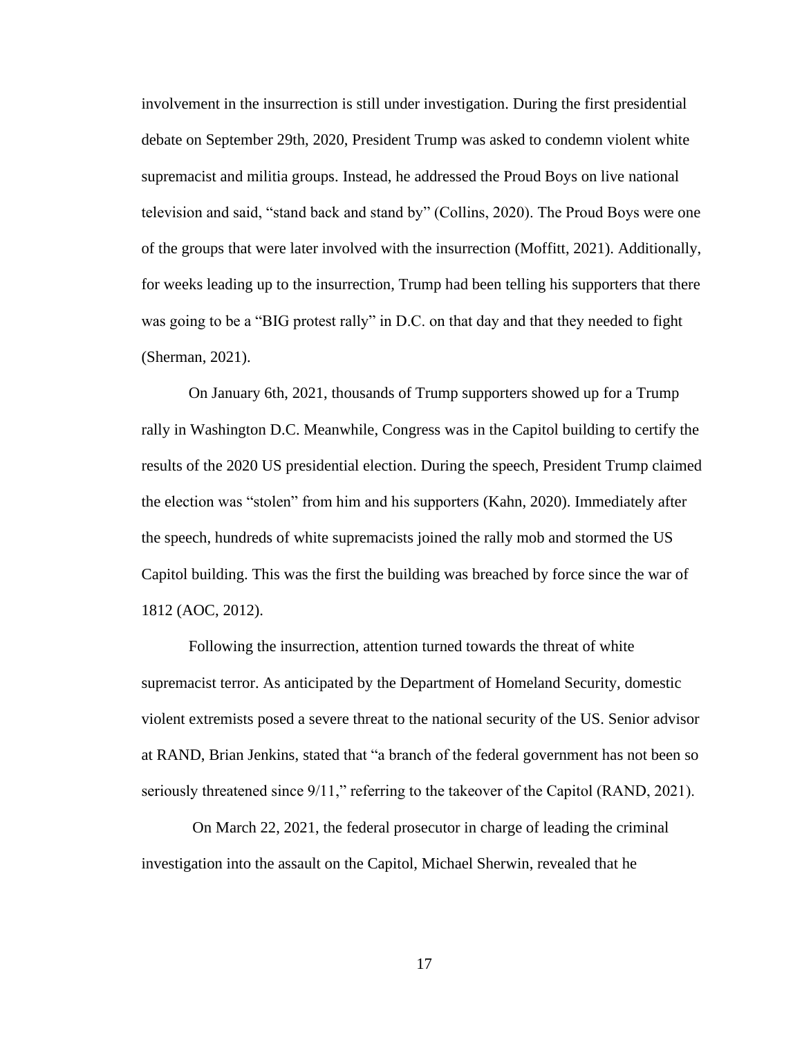involvement in the insurrection is still under investigation. During the first presidential debate on September 29th, 2020, President Trump was asked to condemn violent white supremacist and militia groups. Instead, he addressed the Proud Boys on live national television and said, “stand back and stand by” (Collins, 2020). The Proud Boys were one of the groups that were later involved with the insurrection (Moffitt, 2021). Additionally, for weeks leading up to the insurrection, Trump had been telling his supporters that there was going to be a “BIG protest rally” in D.C. on that day and that they needed to fight (Sherman, 2021).

On January 6th, 2021, thousands of Trump supporters showed up for a Trump rally in Washington D.C. Meanwhile, Congress was in the Capitol building to certify the results of the 2020 US presidential election. During the speech, President Trump claimed the election was “stolen” from him and his supporters (Kahn, 2020). Immediately after the speech, hundreds of white supremacists joined the rally mob and stormed the US Capitol building. This was the first the building was breached by force since the war of 1812 (AOC, 2012).

Following the insurrection, attention turned towards the threat of white supremacist terror. As anticipated by the Department of Homeland Security, domestic violent extremists posed a severe threat to the national security of the US. Senior advisor at RAND, Brian Jenkins, stated that “a branch of the federal government has not been so seriously threatened since 9/11,” referring to the takeover of the Capitol (RAND, 2021).

On March 22, 2021, the federal prosecutor in charge of leading the criminal investigation into the assault on the Capitol, Michael Sherwin, revealed that he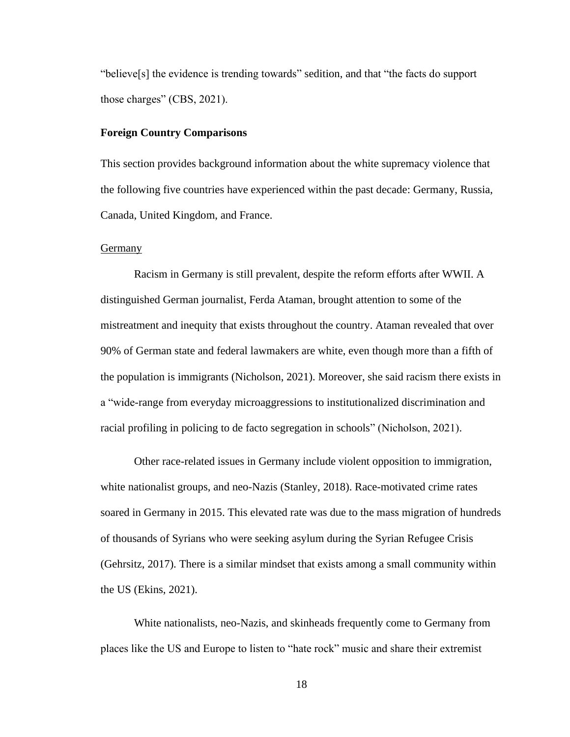"believe[s] the evidence is trending towards" sedition, and that "the facts do support those charges" (CBS, 2021).

## Foreign Country Comparisons

This section provides background information about the white supremacy violence that the following five countries have experienced within the past decade: Germany, Russia, Canada, United Kingdom, and France.

### Germany

Racism in Germany is still prevalent, despite the reform efforts after WWII. A distinguished German journalist, Ferda Ataman, brought attention to some of the mistreatment and inequity that exists throughout the country. Ataman revealed that over 90% of German state and federal lawmakers are white, even though more than a fifth of the population is immigrants (Nicholson, 2021). Moreover, she said racism there exists in a "wide-range from everyday microaggressions to institutionalized discrimination and racial profiling in policing to de facto segregation in schools" (Nicholson, 2021).

Other race-related issues in Germany include violent opposition to immigration, white nationalist groups, and neo-Nazis (Stanley, 2018). Race-motivated crime rates soared in Germany in 2015. This elevated rate was due to the mass migration of hundreds of thousands of Syrians who were seeking asylum during the Syrian Refugee Crisis (Gehrsitz, 2017). There is a similar mindset that exists among a small community within the US (Ekins, 2021).

White nationalists, neo-Nazis, and skinheads frequently come to Germany from places like the US and Europe to listen to "hate rock" music and share their extremist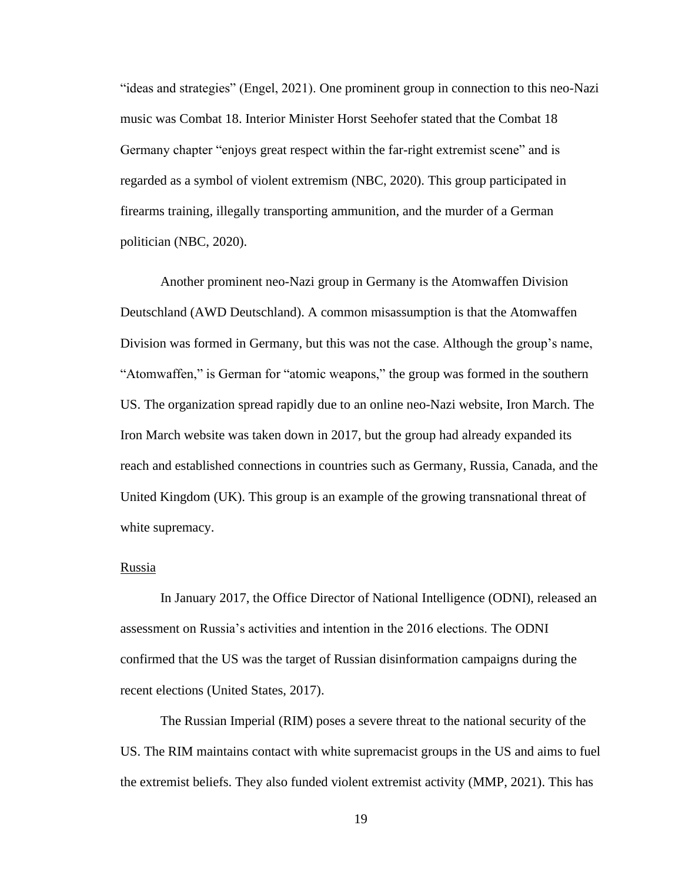"ideas and strategies" (Engel, 2021). One prominent group in connection to this neo-Nazi music was Combat 18. Interior Minister Horst Seehofer stated that the Combat 18 Germany chapter "enjoys great respect within the far-right extremist scene" and is regarded as a symbol of violent extremism (NBC, 2020). This group participated in firearms training, illegally transporting ammunition, and the murder of a German politician (NBC, 2020).

Another prominent neo-Nazi group in Germany is the Atomwaffen Division Deutschland (AWD Deutschland). A common misassumption is that the Atomwaffen Division was formed in Germany, but this was not the case. Although the group's name, "Atomwaffen," is German for "atomic weapons," the group was formed in the southern US. The organization spread rapidly due to an online neo-Nazi website, Iron March. The Iron March website was taken down in 2017, but the group had already expanded its reach and established connections in countries such as Germany, Russia, Canada, and the United Kingdom (UK). This group is an example of the growing transnational threat of white supremacy.

<u>Russia</u>

In January 2017, the Office Director of National Intelligence (ODNI), released an assessment on Russia's activities and intention in the 2016 elections. The ODNI confirmed that the US was the target of Russian disinformation campaigns during the recent elections (United States, 2017).

The Russian Imperial (RIM) poses a severe threat to the national security of the US. The RIM maintains contact with white supremacist groups in the US and aims to fuel the extremist beliefs. They also funded violent extremist activity (MMP, 2021). This has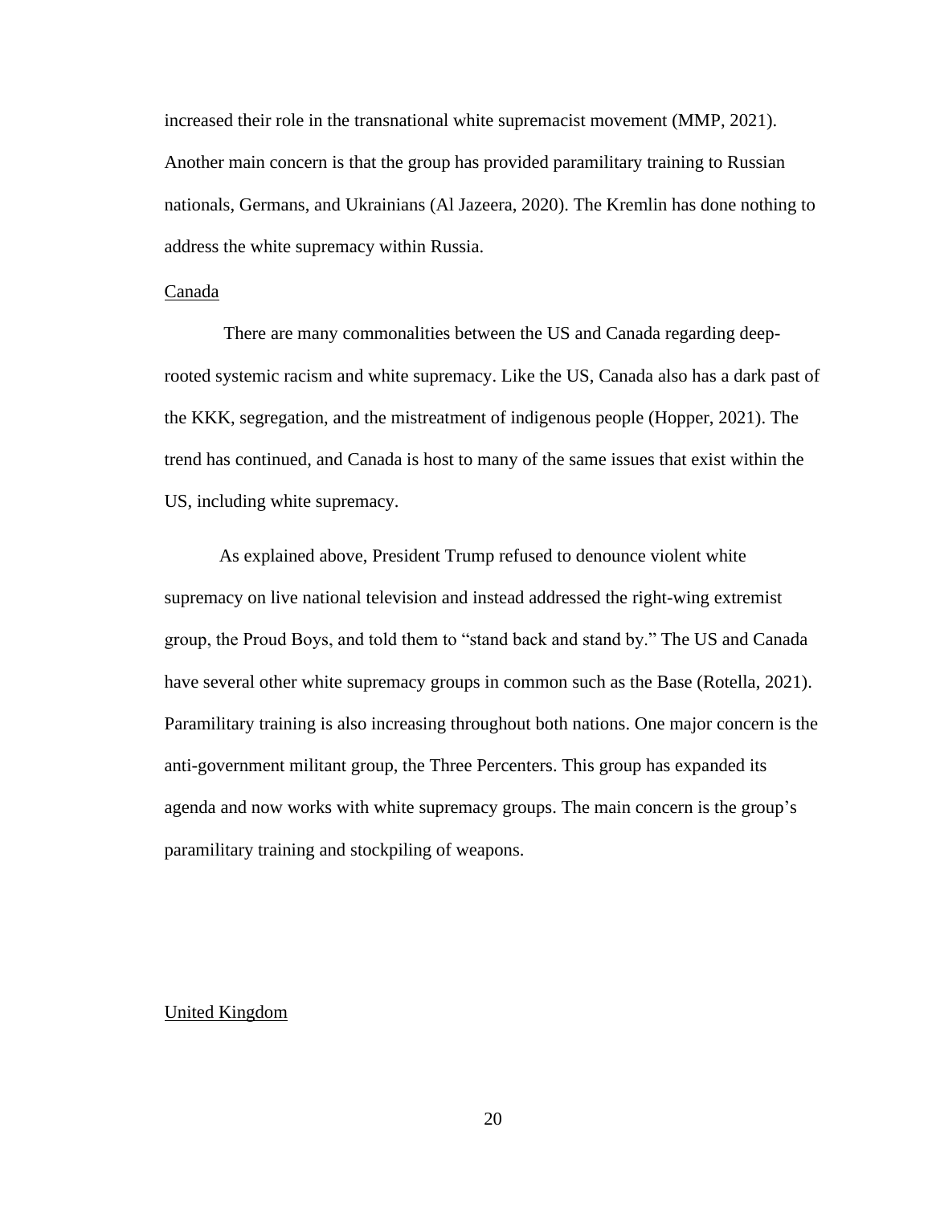increased their role in the transnational white supremacist movement (MMP, 2021). Another main concern is that the group has provided paramilitary training to Russian nationals, Germans, and Ukrainians (Al Jazeera, 2020). The Kremlin has done nothing to address the white supremacy within Russia.

<u>Canada</u>

There are many commonalities between the US and Canada regarding deep-rooted systemic racism and white supremacy. Like the US, Canada also has a dark past of the KKK, segregation, and the mistreatment of indigenous people (Hopper, 2021). The trend has continued, and Canada is host to many of the same issues that exist within the US, including white supremacy.

As explained above, President Trump refused to denounce violent white supremacy on live national television and instead addressed the right-wing extremist group, the Proud Boys, and told them to "stand back and stand by." The US and Canada have several other white supremacy groups in common such as the Base (Rotella, 2021). Paramilitary training is also increasing throughout both nations. One major concern is the anti-government militant group, the Three Percenters. This group has expanded its agenda and now works with white supremacy groups. The main concern is the group's paramilitary training and stockpiling of weapons.

<u>United Kingdom</u>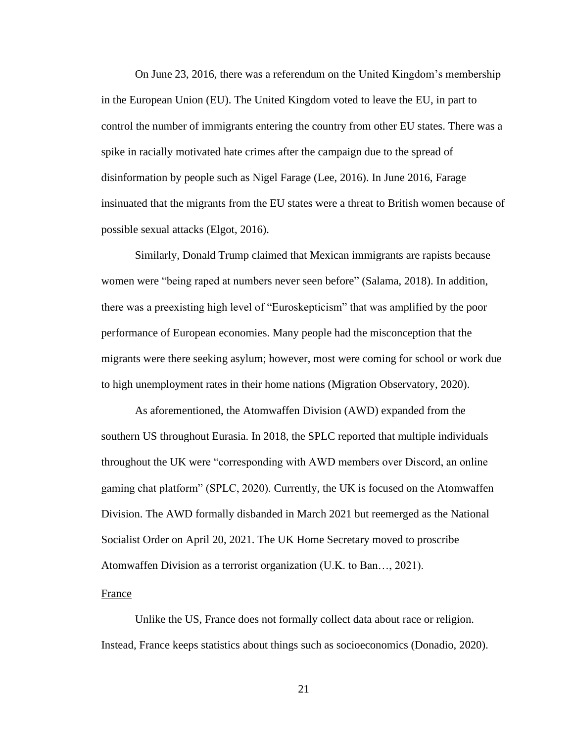On June 23, 2016, there was a referendum on the United Kingdom's membership in the European Union (EU). The United Kingdom voted to leave the EU, in part to control the number of immigrants entering the country from other EU states. There was a spike in racially motivated hate crimes after the campaign due to the spread of disinformation by people such as Nigel Farage (Lee, 2016). In June 2016, Farage insinuated that the migrants from the EU states were a threat to British women because of possible sexual attacks (Elgot, 2016).

Similarly, Donald Trump claimed that Mexican immigrants are rapists because women were "being raped at numbers never seen before" (Salama, 2018). In addition, there was a preexisting high level of "Euroskepticism" that was amplified by the poor performance of European economies. Many people had the misconception that the migrants were there seeking asylum; however, most were coming for school or work due to high unemployment rates in their home nations (Migration Observatory, 2020).

As aforementioned, the Atomwaffen Division (AWD) expanded from the southern US throughout Eurasia. In 2018, the SPLC reported that multiple individuals throughout the UK were "corresponding with AWD members over Discord, an online gaming chat platform" (SPLC, 2020). Currently, the UK is focused on the Atomwaffen Division. The AWD formally disbanded in March 2021 but reemerged as the National Socialist Order on April 20, 2021. The UK Home Secretary moved to proscribe Atomwaffen Division as a terrorist organization (U.K. to Ban…, 2021).

<u>France</u>

Unlike the US, France does not formally collect data about race or religion. Instead, France keeps statistics about things such as socioeconomics (Donadio, 2020).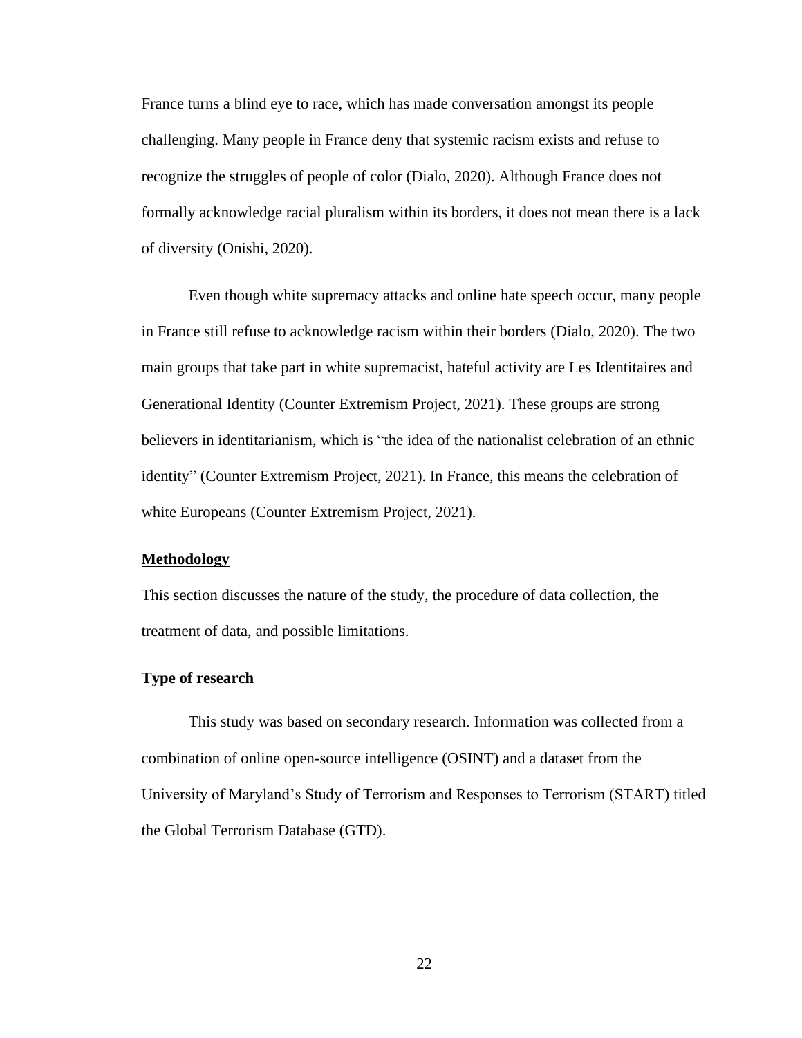France turns a blind eye to race, which has made conversation amongst its people challenging. Many people in France deny that systemic racism exists and refuse to recognize the struggles of people of color (Dialo, 2020). Although France does not formally acknowledge racial pluralism within its borders, it does not mean there is a lack of diversity (Onishi, 2020).

Even though white supremacy attacks and online hate speech occur, many people in France still refuse to acknowledge racism within their borders (Dialo, 2020). The two main groups that take part in white supremacist, hateful activity are Les Identitaires and Generational Identity (Counter Extremism Project, 2021). These groups are strong believers in identitarianism, which is "the idea of the nationalist celebration of an ethnic identity" (Counter Extremism Project, 2021). In France, this means the celebration of white Europeans (Counter Extremism Project, 2021).

## Methodology

This section discusses the nature of the study, the procedure of data collection, the treatment of data, and possible limitations.

### Type of research

This study was based on secondary research. Information was collected from a combination of online open-source intelligence (OSINT) and a dataset from the University of Maryland's Study of Terrorism and Responses to Terrorism (START) titled the Global Terrorism Database (GTD).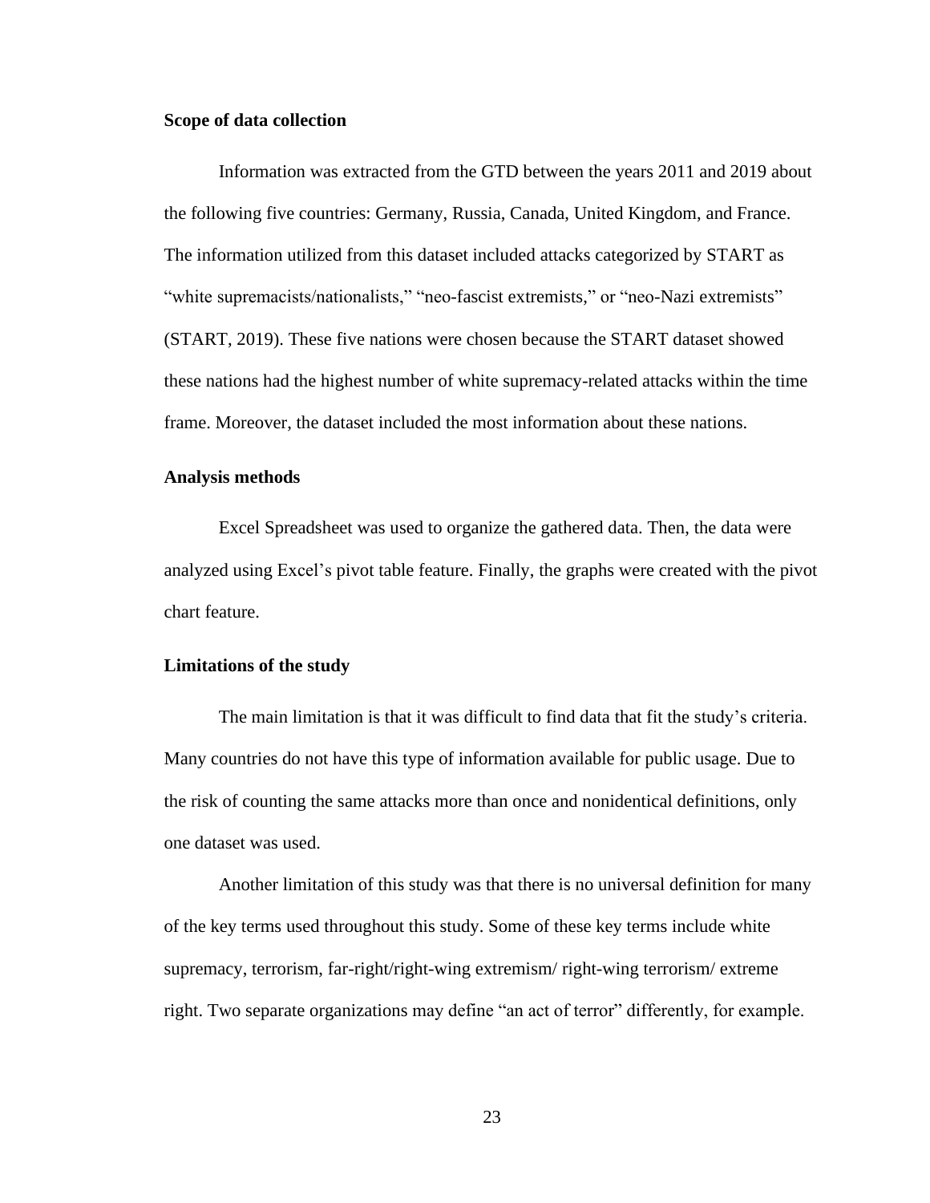**Scope of data collection**

Information was extracted from the GTD between the years 2011 and 2019 about the following five countries: Germany, Russia, Canada, United Kingdom, and France. The information utilized from this dataset included attacks categorized by START as "white supremacists/nationalists," "neo-fascist extremists," or "neo-Nazi extremists" (START, 2019). These five nations were chosen because the START dataset showed these nations had the highest number of white supremacy-related attacks within the time frame. Moreover, the dataset included the most information about these nations.

**Analysis methods**

Excel Spreadsheet was used to organize the gathered data. Then, the data were analyzed using Excel's pivot table feature. Finally, the graphs were created with the pivot chart feature.

**Limitations of the study**

The main limitation is that it was difficult to find data that fit the study's criteria. Many countries do not have this type of information available for public usage. Due to the risk of counting the same attacks more than once and nonidentical definitions, only one dataset was used.

Another limitation of this study was that there is no universal definition for many of the key terms used throughout this study. Some of these key terms include white supremacy, terrorism, far-right/right-wing extremism/ right-wing terrorism/ extreme right. Two separate organizations may define "an act of terror" differently, for example.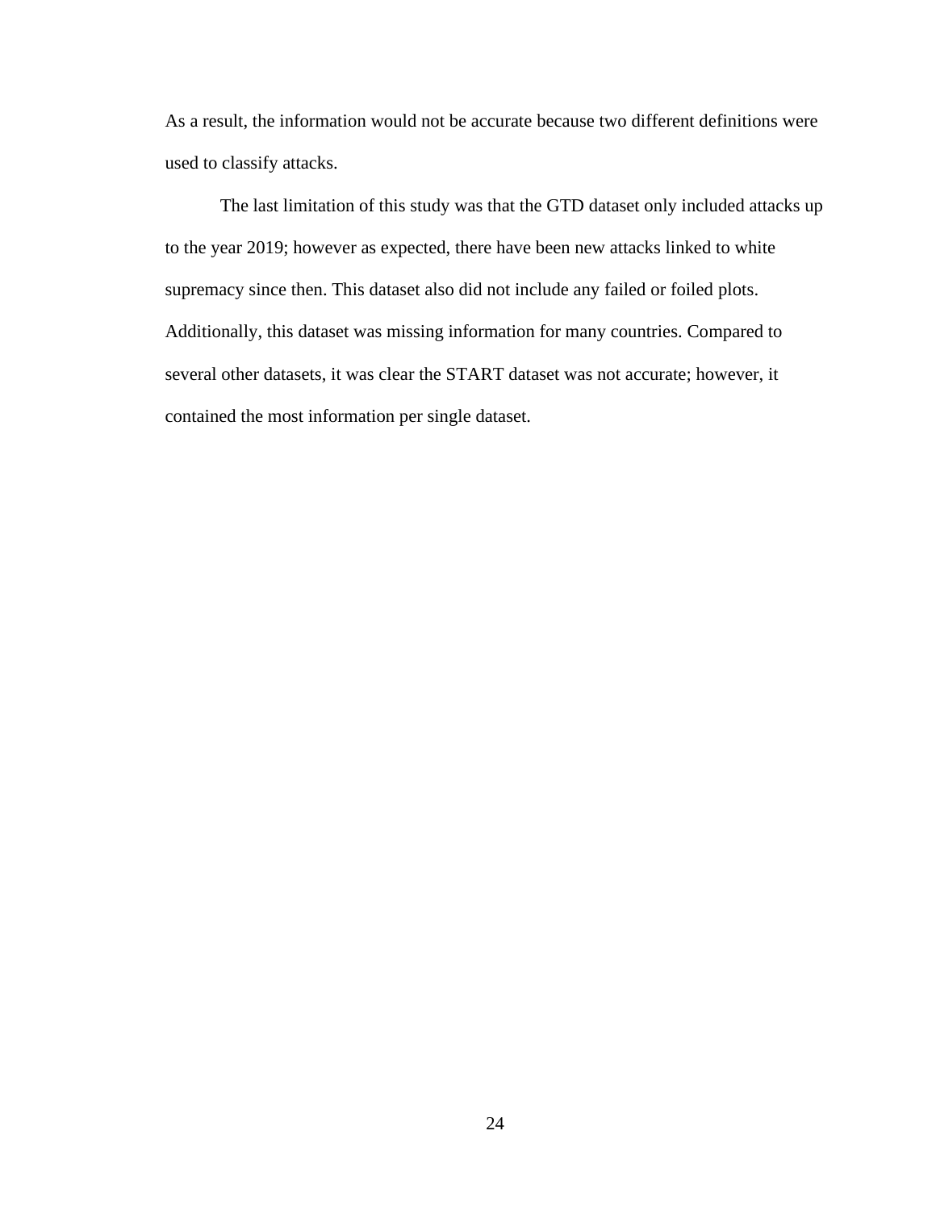As a result, the information would not be accurate because two different definitions were used to classify attacks.

The last limitation of this study was that the GTD dataset only included attacks up to the year 2019; however as expected, there have been new attacks linked to white supremacy since then. This dataset also did not include any failed or foiled plots. Additionally, this dataset was missing information for many countries. Compared to several other datasets, it was clear the START dataset was not accurate; however, it contained the most information per single dataset.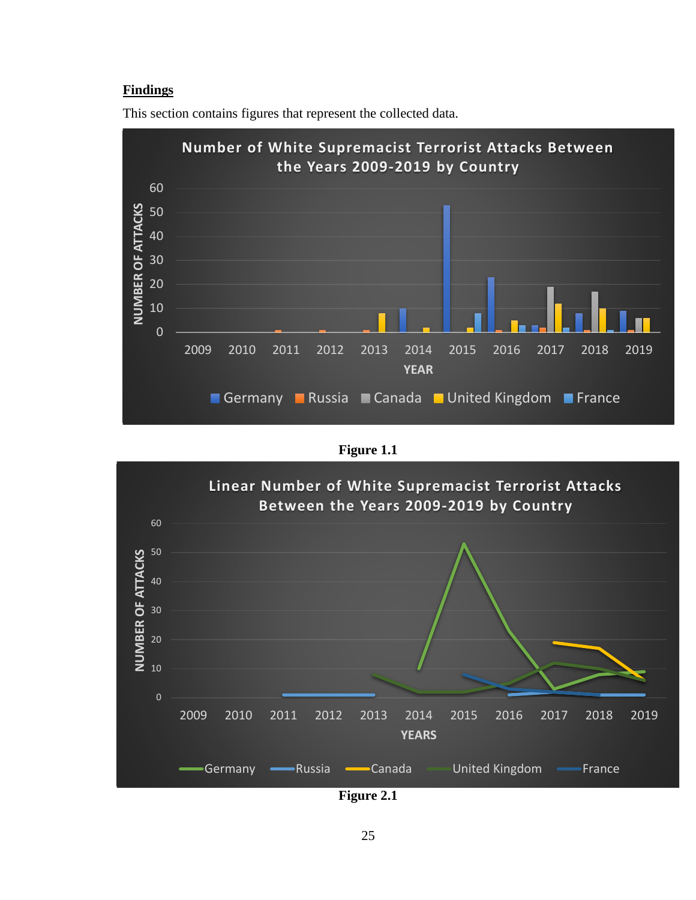**Findings**

This section contains figures that represent the collected data.

Figure 1.1

Figure 2.1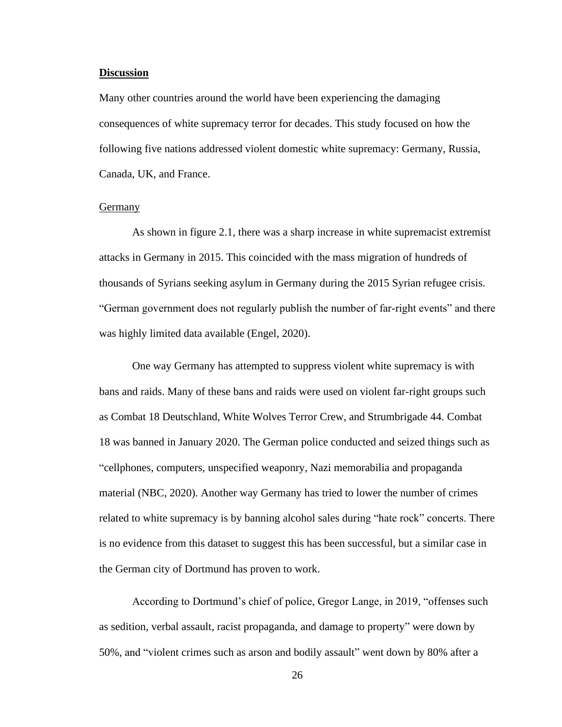## **Discussion**

Many other countries around the world have been experiencing the damaging consequences of white supremacy terror for decades. This study focused on how the following five nations addressed violent domestic white supremacy: Germany, Russia, Canada, UK, and France.

### Germany

As shown in figure 2.1, there was a sharp increase in white supremacist extremist attacks in Germany in 2015. This coincided with the mass migration of hundreds of thousands of Syrians seeking asylum in Germany during the 2015 Syrian refugee crisis. "German government does not regularly publish the number of far-right events" and there was highly limited data available (Engel, 2020).

One way Germany has attempted to suppress violent white supremacy is with bans and raids. Many of these bans and raids were used on violent far-right groups such as Combat 18 Deutschland, White Wolves Terror Crew, and Strumbrigade 44. Combat 18 was banned in January 2020. The German police conducted and seized things such as "cellphones, computers, unspecified weaponry, Nazi memorabilia and propaganda material (NBC, 2020). Another way Germany has tried to lower the number of crimes related to white supremacy is by banning alcohol sales during "hate rock" concerts. There is no evidence from this dataset to suggest this has been successful, but a similar case in the German city of Dortmund has proven to work.

According to Dortmund's chief of police, Gregor Lange, in 2019, "offenses such as sedition, verbal assault, racist propaganda, and damage to property" were down by 50%, and "violent crimes such as arson and bodily assault" went down by 80% after a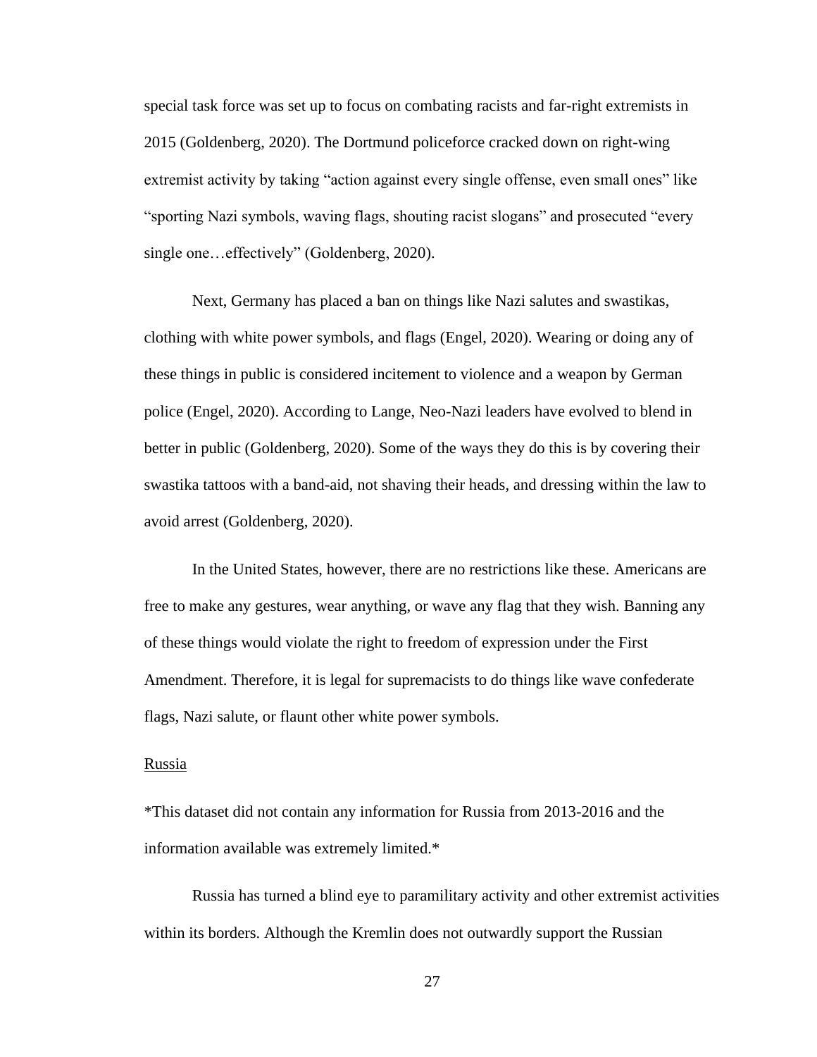special task force was set up to focus on combating racists and far-right extremists in 2015 (Goldenberg, 2020). The Dortmund policeforce cracked down on right-wing extremist activity by taking "action against every single offense, even small ones" like "sporting Nazi symbols, waving flags, shouting racist slogans" and prosecuted "every single one…effectively" (Goldenberg, 2020).

Next, Germany has placed a ban on things like Nazi salutes and swastikas, clothing with white power symbols, and flags (Engel, 2020). Wearing or doing any of these things in public is considered incitement to violence and a weapon by German police (Engel, 2020). According to Lange, Neo-Nazi leaders have evolved to blend in better in public (Goldenberg, 2020). Some of the ways they do this is by covering their swastika tattoos with a band-aid, not shaving their heads, and dressing within the law to avoid arrest (Goldenberg, 2020).

In the United States, however, there are no restrictions like these. Americans are free to make any gestures, wear anything, or wave any flag that they wish. Banning any of these things would violate the right to freedom of expression under the First Amendment. Therefore, it is legal for supremacists to do things like wave confederate flags, Nazi salute, or flaunt other white power symbols.

<u>Russia</u>

*This dataset did not contain any information for Russia from 2013-2016 and the information available was extremely limited.*

Russia has turned a blind eye to paramilitary activity and other extremist activities within its borders. Although the Kremlin does not outwardly support the Russian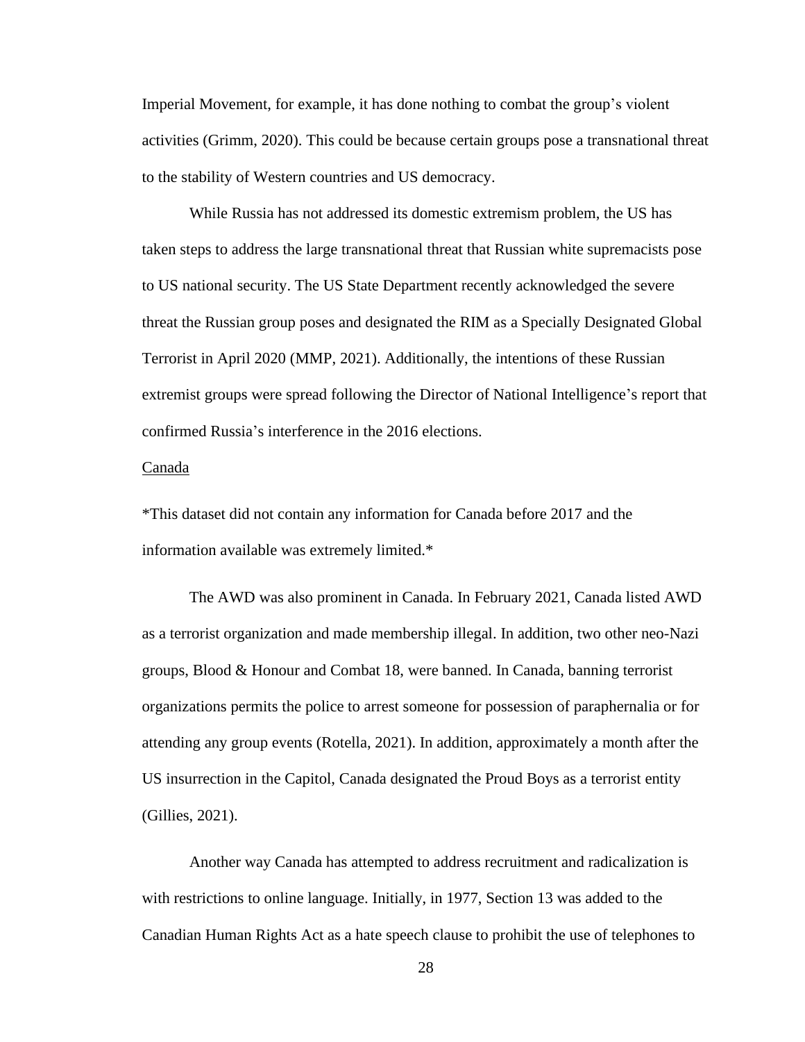Imperial Movement, for example, it has done nothing to combat the group's violent activities (Grimm, 2020). This could be because certain groups pose a transnational threat to the stability of Western countries and US democracy.

While Russia has not addressed its domestic extremism problem, the US has taken steps to address the large transnational threat that Russian white supremacists pose to US national security. The US State Department recently acknowledged the severe threat the Russian group poses and designated the RIM as a Specially Designated Global Terrorist in April 2020 (MMP, 2021). Additionally, the intentions of these Russian extremist groups were spread following the Director of National Intelligence's report that confirmed Russia's interference in the 2016 elections.

<u>Canada</u>

*This dataset did not contain any information for Canada before 2017 and the information available was extremely limited.*

The AWD was also prominent in Canada. In February 2021, Canada listed AWD as a terrorist organization and made membership illegal. In addition, two other neo-Nazi groups, Blood & Honour and Combat 18, were banned. In Canada, banning terrorist organizations permits the police to arrest someone for possession of paraphernalia or for attending any group events (Rotella, 2021). In addition, approximately a month after the US insurrection in the Capitol, Canada designated the Proud Boys as a terrorist entity (Gillies, 2021).

Another way Canada has attempted to address recruitment and radicalization is with restrictions to online language. Initially, in 1977, Section 13 was added to the Canadian Human Rights Act as a hate speech clause to prohibit the use of telephones to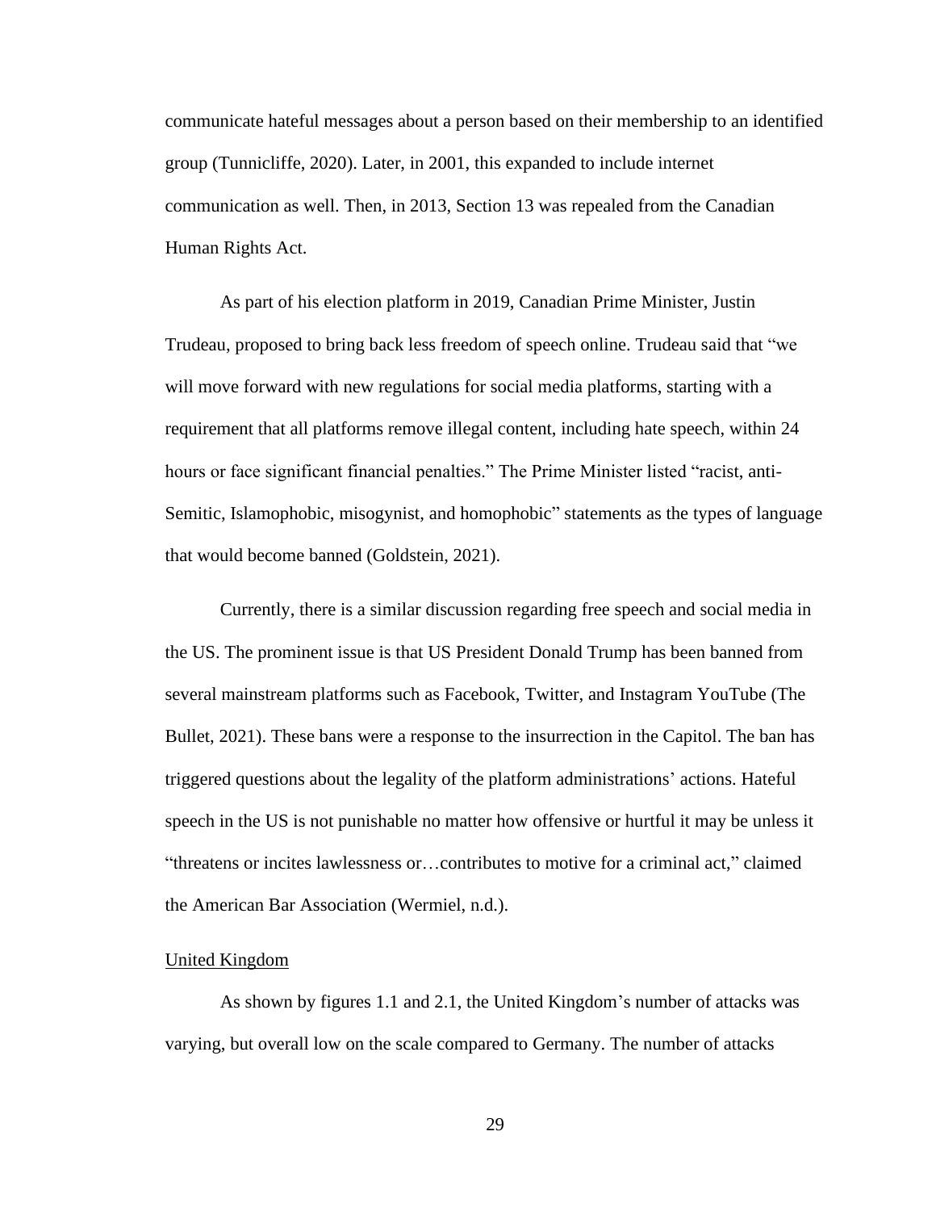communicate hateful messages about a person based on their membership to an identified group (Tunnicliffe, 2020). Later, in 2001, this expanded to include internet communication as well. Then, in 2013, Section 13 was repealed from the Canadian Human Rights Act.

As part of his election platform in 2019, Canadian Prime Minister, Justin Trudeau, proposed to bring back less freedom of speech online. Trudeau said that "we will move forward with new regulations for social media platforms, starting with a requirement that all platforms remove illegal content, including hate speech, within 24 hours or face significant financial penalties." The Prime Minister listed "racist, anti-Semitic, Islamophobic, misogynist, and homophobic" statements as the types of language that would become banned (Goldstein, 2021).

Currently, there is a similar discussion regarding free speech and social media in the US. The prominent issue is that US President Donald Trump has been banned from several mainstream platforms such as Facebook, Twitter, and Instagram YouTube (The Bullet, 2021). These bans were a response to the insurrection in the Capitol. The ban has triggered questions about the legality of the platform administrations' actions. Hateful speech in the US is not punishable no matter how offensive or hurtful it may be unless it "threatens or incites lawlessness or…contributes to motive for a criminal act," claimed the American Bar Association (Wermiel, n.d.).

<u>United Kingdom</u>

As shown by figures 1.1 and 2.1, the United Kingdom's number of attacks was varying, but overall low on the scale compared to Germany. The number of attacks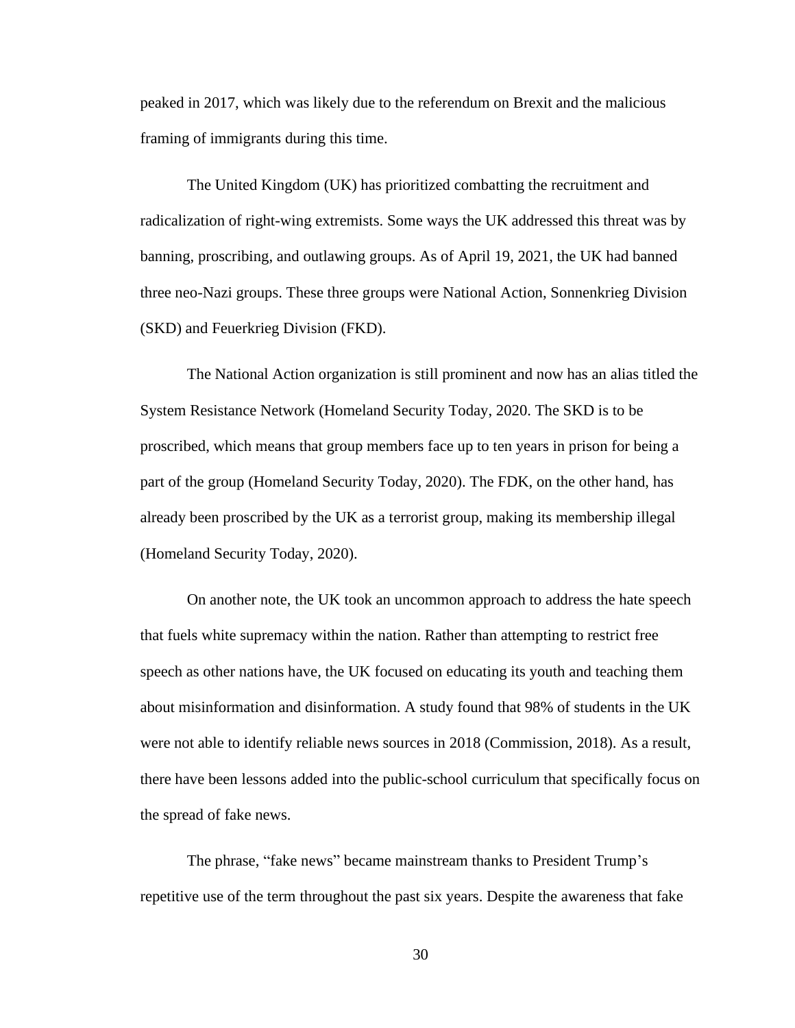peaked in 2017, which was likely due to the referendum on Brexit and the malicious framing of immigrants during this time.

The United Kingdom (UK) has prioritized combatting the recruitment and radicalization of right-wing extremists. Some ways the UK addressed this threat was by banning, proscribing, and outlawing groups. As of April 19, 2021, the UK had banned three neo-Nazi groups. These three groups were National Action, Sonnenkrieg Division (SKD) and Feuerkrieg Division (FKD).

The National Action organization is still prominent and now has an alias titled the System Resistance Network (Homeland Security Today, 2020. The SKD is to be proscribed, which means that group members face up to ten years in prison for being a part of the group (Homeland Security Today, 2020). The FDK, on the other hand, has already been proscribed by the UK as a terrorist group, making its membership illegal (Homeland Security Today, 2020).

On another note, the UK took an uncommon approach to address the hate speech that fuels white supremacy within the nation. Rather than attempting to restrict free speech as other nations have, the UK focused on educating its youth and teaching them about misinformation and disinformation. A study found that 98% of students in the UK were not able to identify reliable news sources in 2018 (Commission, 2018). As a result, there have been lessons added into the public-school curriculum that specifically focus on the spread of fake news.

The phrase, "fake news" became mainstream thanks to President Trump's repetitive use of the term throughout the past six years. Despite the awareness that fake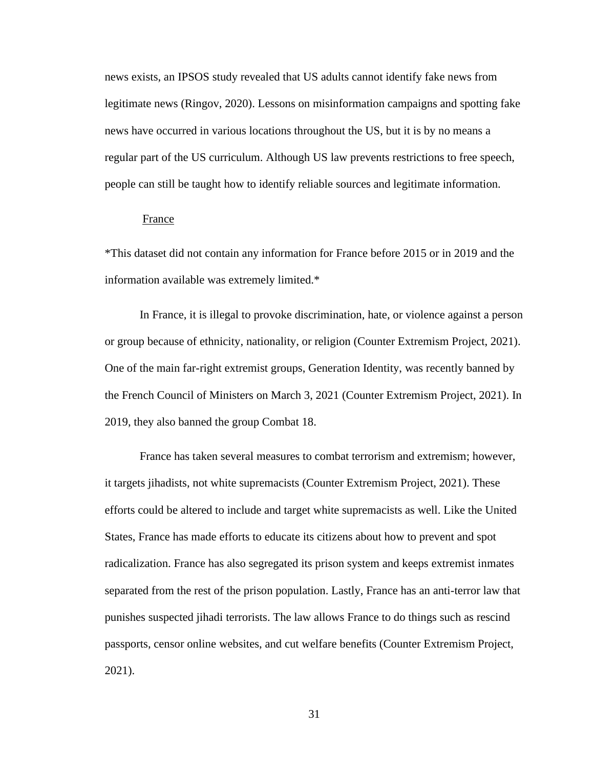news exists, an IPSOS study revealed that US adults cannot identify fake news from legitimate news (Ringov, 2020). Lessons on misinformation campaigns and spotting fake news have occurred in various locations throughout the US, but it is by no means a regular part of the US curriculum. Although US law prevents restrictions to free speech, people can still be taught how to identify reliable sources and legitimate information.

### France

*This dataset did not contain any information for France before 2015 or in 2019 and the information available was extremely limited.*

In France, it is illegal to provoke discrimination, hate, or violence against a person or group because of ethnicity, nationality, or religion (Counter Extremism Project, 2021). One of the main far-right extremist groups, Generation Identity, was recently banned by the French Council of Ministers on March 3, 2021 (Counter Extremism Project, 2021). In 2019, they also banned the group Combat 18.

France has taken several measures to combat terrorism and extremism; however, it targets jihadists, not white supremacists (Counter Extremism Project, 2021). These efforts could be altered to include and target white supremacists as well. Like the United States, France has made efforts to educate its citizens about how to prevent and spot radicalization. France has also segregated its prison system and keeps extremist inmates separated from the rest of the prison population. Lastly, France has an anti-terror law that punishes suspected jihadi terrorists. The law allows France to do things such as rescind passports, censor online websites, and cut welfare benefits (Counter Extremism Project, 2021).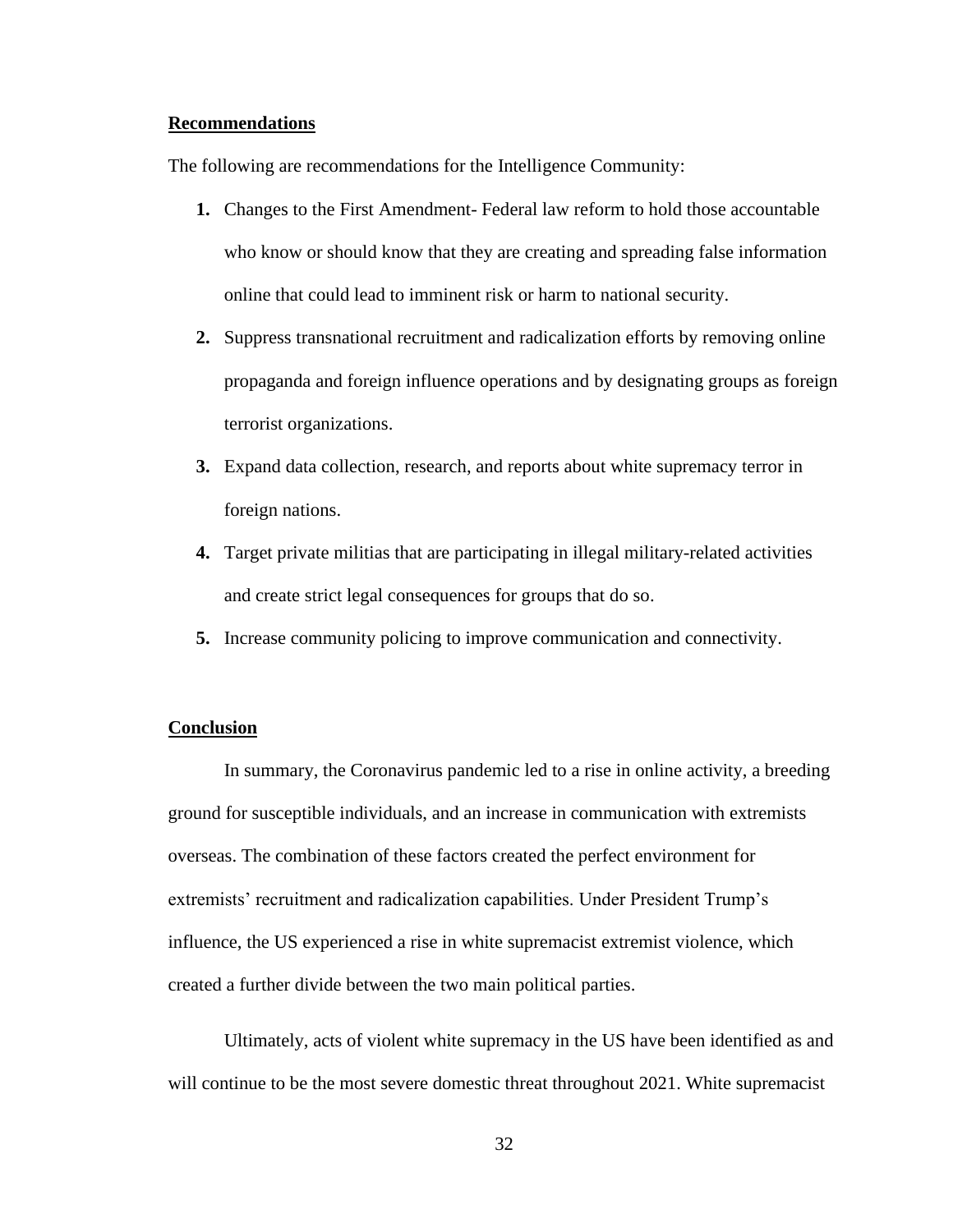**Recommendations**

The following are recommendations for the Intelligence Community:

1. **Changes to the First Amendment**- Federal law reform to hold those accountable who know or should know that they are creating and spreading false information online that could lead to imminent risk or harm to national security.
2. Suppress transnational recruitment and radicalization efforts by removing online propaganda and foreign influence operations and by designating groups as foreign terrorist organizations.
3. Expand data collection, research, and reports about white supremacy terror in foreign nations.
4. Target private militias that are participating in illegal military-related activities and create strict legal consequences for groups that do so.
5. Increase community policing to improve communication and connectivity.

**Conclusion**

In summary, the Coronavirus pandemic led to a rise in online activity, a breeding ground for susceptible individuals, and an increase in communication with extremists overseas. The combination of these factors created the perfect environment for extremists' recruitment and radicalization capabilities. Under President Trump's influence, the US experienced a rise in white supremacist extremist violence, which created a further divide between the two main political parties.

Ultimately, acts of violent white supremacy in the US have been identified as and will continue to be the most severe domestic threat throughout 2021. White supremacist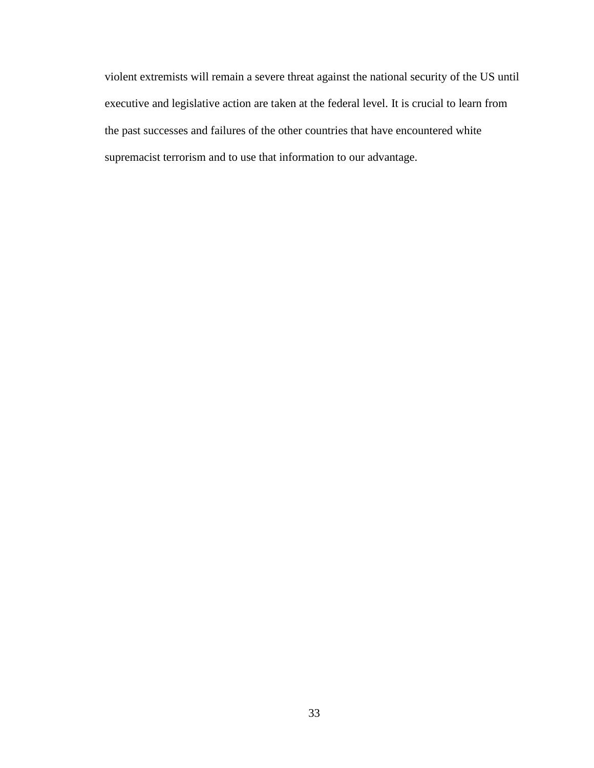violent extremists will remain a severe threat against the national security of the US until executive and legislative action are taken at the federal level. It is crucial to learn from the past successes and failures of the other countries that have encountered white supremacist terrorism and to use that information to our advantage.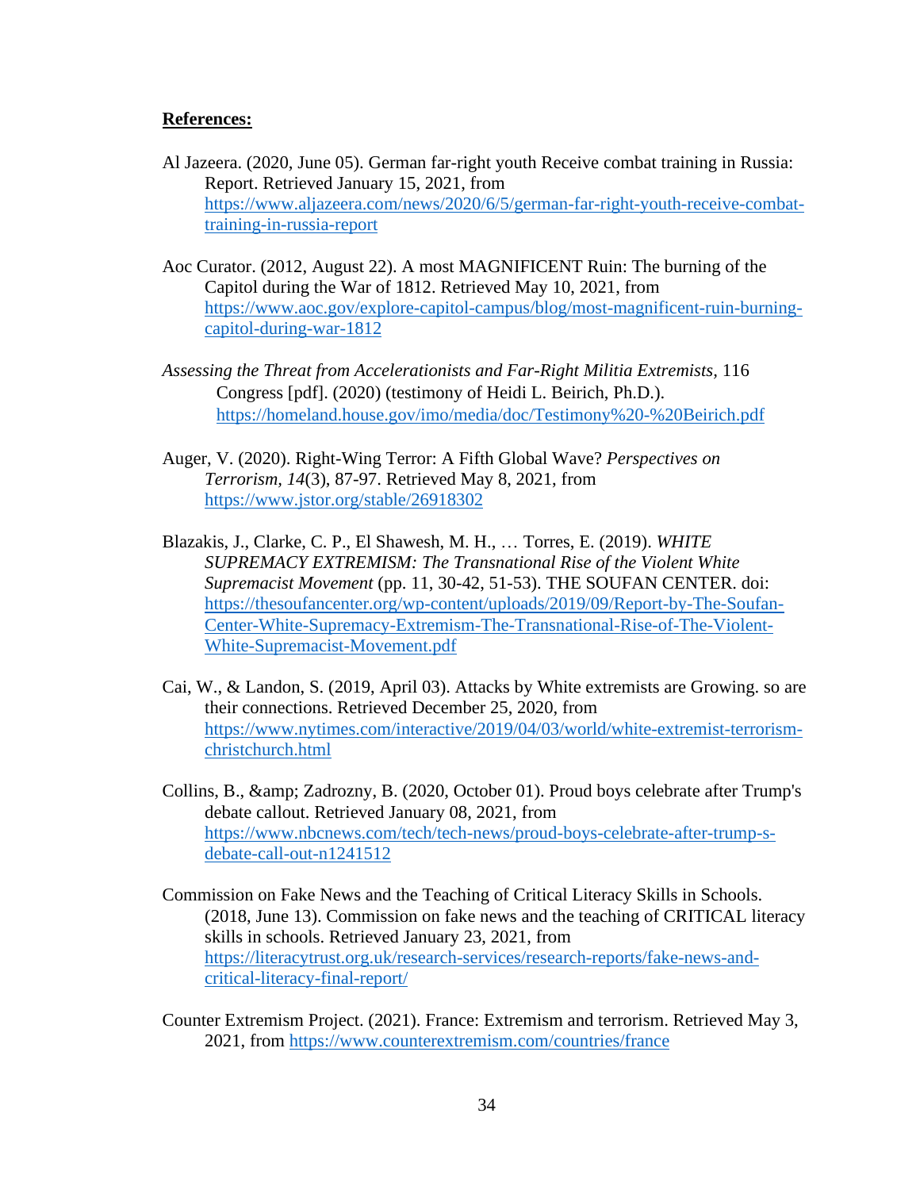**References:**

Al Jazeera. (2020, June 05). German far-right youth Receive combat training in Russia: Report. Retrieved January 15, 2021, from https://www.aljazeera.com/news/2020/6/5/german-far-right-youth-receive-combat-training-in-russia-report

Aoc Curator. (2012, August 22). A most MAGNIFICENT Ruin: The burning of the Capitol during the War of 1812. Retrieved May 10, 2021, from https://www.aoc.gov/explore-capitol-campus/blog/most-magnificent-ruin-burning-capitol-during-war-1812

*Assessing the Threat from Accelerationists and Far-Right Militia Extremists*, 116 Congress [pdf]. (2020) (testimony of Heidi L. Beirich, Ph.D.). https://homeland.house.gov/imo/media/doc/Testimony%20-%20Beirich.pdf

Auger, V. (2020). Right-Wing Terror: A Fifth Global Wave? *Perspectives on Terrorism, 14*(3), 87-97. Retrieved May 8, 2021, from https://www.jstor.org/stable/26918302

Blazakis, J., Clarke, C. P., El Shawesh, M. H., … Torres, E. (2019). *WHITE SUPREMACY EXTREMISM: The Transnational Rise of the Violent White Supremacist Movement* (pp. 11, 30-42, 51-53). THE SOUFAN CENTER. doi: https://thesoufancenter.org/wp-content/uploads/2019/09/Report-by-The-Soufan-Center-White-Supremacy-Extremism-The-Transnational-Rise-of-The-Violent-White-Supremacist-Movement.pdf

Cai, W., & Landon, S. (2019, April 03). Attacks by White extremists are Growing. so are their connections. Retrieved December 25, 2020, from https://www.nytimes.com/interactive/2019/04/03/world/white-extremist-terrorism-christchurch.html

Collins, B., &amp; Zadrozny, B. (2020, October 01). Proud boys celebrate after Trump's debate callout. Retrieved January 08, 2021, from https://www.nbcnews.com/tech/tech-news/proud-boys-celebrate-after-trump-s-debate-call-out-n1241512

Commission on Fake News and the Teaching of Critical Literacy Skills in Schools. (2018, June 13). Commission on fake news and the teaching of CRITICAL literacy skills in schools. Retrieved January 23, 2021, from https://literacytrust.org.uk/research-services/research-reports/fake-news-and-critical-literacy-final-report/

Counter Extremism Project. (2021). France: Extremism and terrorism. Retrieved May 3, 2021, from https://www.counterextremism.com/countries/france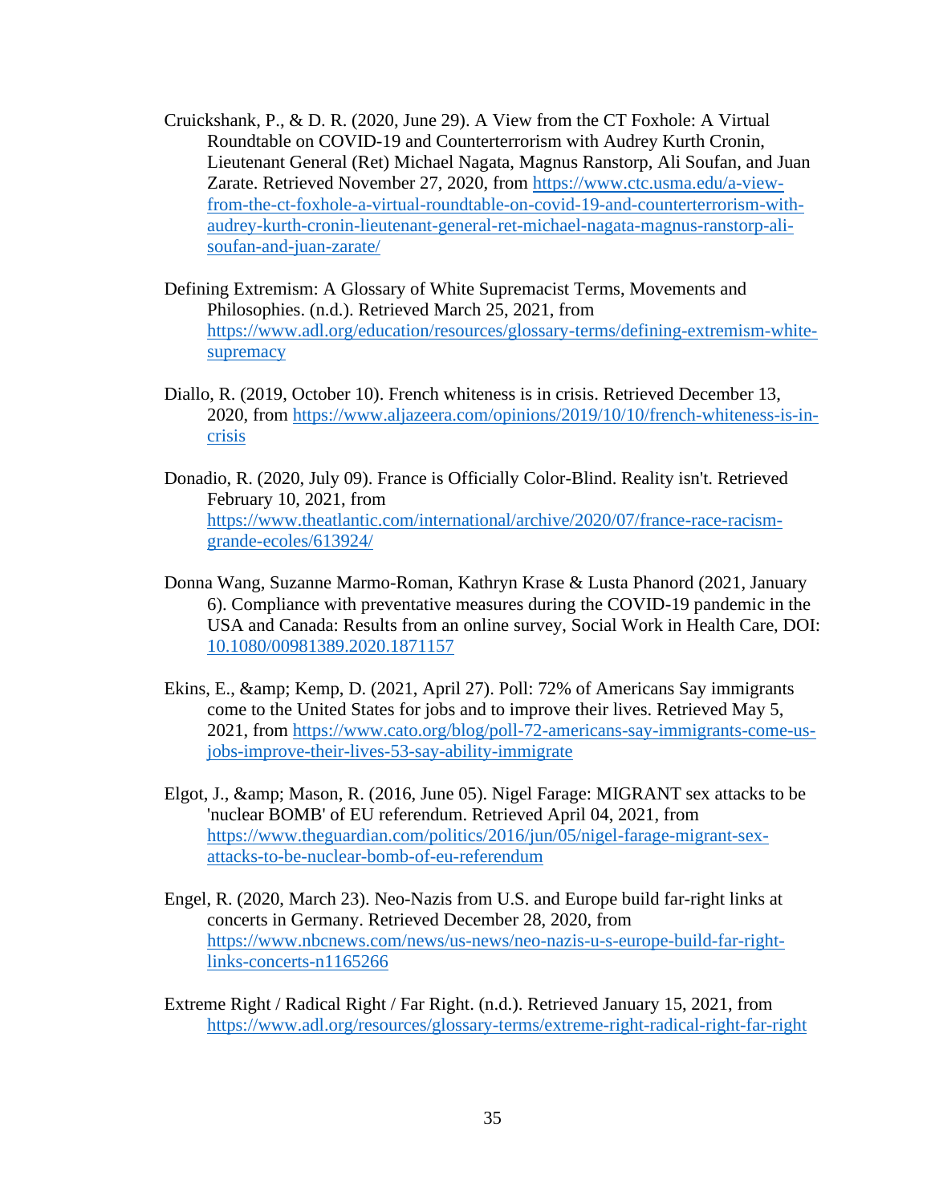Cruickshank, P., & D. R. (2020, June 29). A View from the CT Foxhole: A Virtual Roundtable on COVID-19 and Counterterrorism with Audrey Kurth Cronin, Lieutenant General (Ret) Michael Nagata, Magnus Ranstorp, Ali Soufan, and Juan Zarate. Retrieved November 27, 2020, from https://www.ctc.usma.edu/a-view-from-the-ct-foxhole-a-virtual-roundtable-on-covid-19-and-counterterrorism-with-audrey-kurth-cronin-lieutenant-general-ret-michael-nagata-magnus-ranstorp-ali-soufan-and-juan-zarate/

Defining Extremism: A Glossary of White Supremacist Terms, Movements and Philosophies. (n.d.). Retrieved March 25, 2021, from https://www.adl.org/education/resources/glossary-terms/defining-extremism-white-supremacy

Diallo, R. (2019, October 10). French whiteness is in crisis. Retrieved December 13, 2020, from https://www.aljazeera.com/opinions/2019/10/10/french-whiteness-is-in-crisis

Donadio, R. (2020, July 09). France is Officially Color-Blind. Reality isn't. Retrieved February 10, 2021, from https://www.theatlantic.com/international/archive/2020/07/france-race-racism-grande-ecoles/613924/

Donna Wang, Suzanne Marmo-Roman, Kathryn Krase & Lusta Phanord (2021, January 6). Compliance with preventative measures during the COVID-19 pandemic in the USA and Canada: Results from an online survey, Social Work in Health Care, DOI: 10.1080/00981389.2020.1871157

Ekins, E., &amp; Kemp, D. (2021, April 27). Poll: 72% of Americans Say immigrants come to the United States for jobs and to improve their lives. Retrieved May 5, 2021, from https://www.cato.org/blog/poll-72-americans-say-immigrants-come-us-jobs-improve-their-lives-53-say-ability-immigrate

Elgot, J., &amp; Mason, R. (2016, June 05). Nigel Farage: MIGRANT sex attacks to be 'nuclear BOMB' of EU referendum. Retrieved April 04, 2021, from https://www.theguardian.com/politics/2016/jun/05/nigel-farage-migrant-sex-attacks-to-be-nuclear-bomb-of-eu-referendum

Engel, R. (2020, March 23). Neo-Nazis from U.S. and Europe build far-right links at concerts in Germany. Retrieved December 28, 2020, from https://www.nbcnews.com/news/us-news/neo-nazis-u-s-europe-build-far-right-links-concerts-n1165266

Extreme Right / Radical Right / Far Right. (n.d.). Retrieved January 15, 2021, from https://www.adl.org/resources/glossary-terms/extreme-right-radical-right-far-right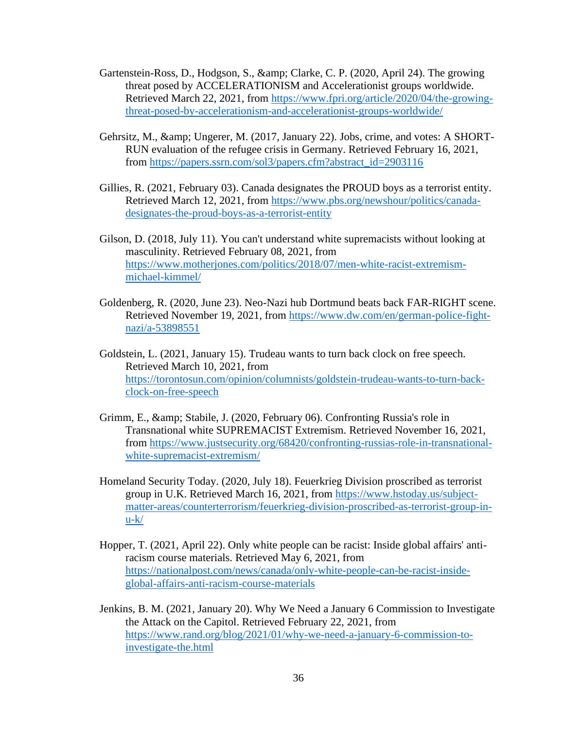Gartenstein-Ross, D., Hodgson, S., &amp; Clarke, C. P. (2020, April 24). The growing threat posed by ACCELERATIONISM and Accelerationist groups worldwide. Retrieved March 22, 2021, from https://www.fpri.org/article/2020/04/the-growing-threat-posed-by-accelerationism-and-accelerationist-groups-worldwide/

Gehrsitz, M., &amp; Ungerer, M. (2017, January 22). Jobs, crime, and votes: A SHORT-RUN evaluation of the refugee crisis in Germany. Retrieved February 16, 2021, from https://papers.ssrn.com/sol3/papers.cfm?abstract_id=2903116

Gillies, R. (2021, February 03). Canada designates the PROUD boys as a terrorist entity. Retrieved March 12, 2021, from https://www.pbs.org/newshour/politics/canada-designates-the-proud-boys-as-a-terrorist-entity

Gilson, D. (2018, July 11). You can't understand white supremacists without looking at masculinity. Retrieved February 08, 2021, from https://www.motherjones.com/politics/2018/07/men-white-racist-extremism-michael-kimmel/

Goldenberg, R. (2020, June 23). Neo-Nazi hub Dortmund beats back FAR-RIGHT scene. Retrieved November 19, 2021, from https://www.dw.com/en/german-police-fight-nazi/a-53898551

Goldstein, L. (2021, January 15). Trudeau wants to turn back clock on free speech. Retrieved March 10, 2021, from https://torontosun.com/opinion/columnists/goldstein-trudeau-wants-to-turn-back-clock-on-free-speech

Grimm, E., &amp; Stabile, J. (2020, February 06). Confronting Russia's role in Transnational white SUPREMACIST Extremism. Retrieved November 16, 2021, from https://www.justsecurity.org/68420/confronting-russias-role-in-transnational-white-supremacist-extremism/

Homeland Security Today. (2020, July 18). Feuerkrieg Division proscribed as terrorist group in U.K. Retrieved March 16, 2021, from https://www.hstoday.us/subject-matter-areas/counterterrorism/feuerkrieg-division-proscribed-as-terrorist-group-in-u-k/

Hopper, T. (2021, April 22). Only white people can be racist: Inside global affairs' anti-racism course materials. Retrieved May 6, 2021, from https://nationalpost.com/news/canada/only-white-people-can-be-racist-inside-global-affairs-anti-racism-course-materials

Jenkins, B. M. (2021, January 20). Why We Need a January 6 Commission to Investigate the Attack on the Capitol. Retrieved February 22, 2021, from https://www.rand.org/blog/2021/01/why-we-need-a-january-6-commission-to-investigate-the.html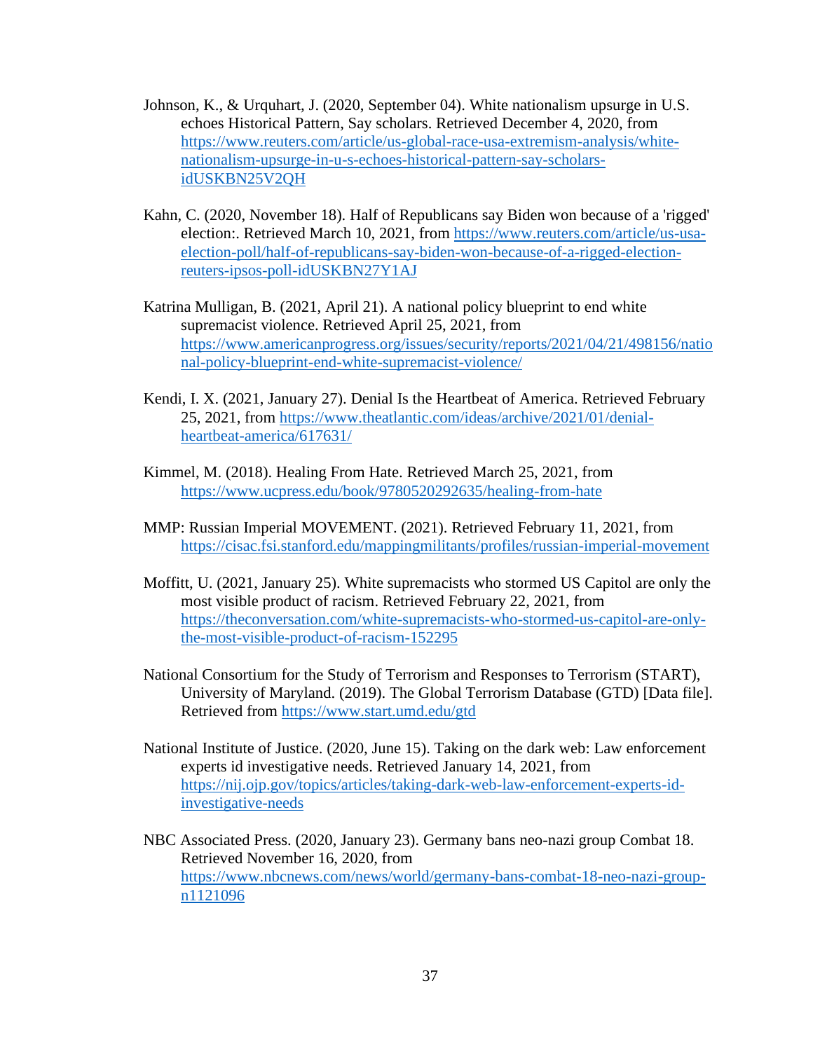Johnson, K., & Urquhart, J. (2020, September 04). White nationalism upsurge in U.S. echoes Historical Pattern, Say scholars. Retrieved December 4, 2020, from https://www.reuters.com/article/us-global-race-usa-extremism-analysis/white-nationalism-upsurge-in-u-s-echoes-historical-pattern-say-scholars-idUSKBN25V2QH

Kahn, C. (2020, November 18). Half of Republicans say Biden won because of a 'rigged' election:. Retrieved March 10, 2021, from https://www.reuters.com/article/us-usa-election-poll/half-of-republicans-say-biden-won-because-of-a-rigged-election-reuters-ipsos-poll-idUSKBN27Y1AJ

Katrina Mulligan, B. (2021, April 21). A national policy blueprint to end white supremacist violence. Retrieved April 25, 2021, from https://www.americanprogress.org/issues/security/reports/2021/04/21/498156/national-policy-blueprint-end-white-supremacist-violence/

Kendi, I. X. (2021, January 27). Denial Is the Heartbeat of America. Retrieved February 25, 2021, from https://www.theatlantic.com/ideas/archive/2021/01/denial-heartbeat-america/617631/

Kimmel, M. (2018). Healing From Hate. Retrieved March 25, 2021, from https://www.ucpress.edu/book/9780520292635/healing-from-hate

MMP: Russian Imperial MOVEMENT. (2021). Retrieved February 11, 2021, from https://cisac.fsi.stanford.edu/mappingmilitants/profiles/russian-imperial-movement

Moffitt, U. (2021, January 25). White supremacists who stormed US Capitol are only the most visible product of racism. Retrieved February 22, 2021, from https://theconversation.com/white-supremacists-who-stormed-us-capitol-are-only-the-most-visible-product-of-racism-152295

National Consortium for the Study of Terrorism and Responses to Terrorism (START), University of Maryland. (2019). The Global Terrorism Database (GTD) [Data file]. Retrieved from https://www.start.umd.edu/gtd

National Institute of Justice. (2020, June 15). Taking on the dark web: Law enforcement experts id investigative needs. Retrieved January 14, 2021, from https://nij.ojp.gov/topics/articles/taking-dark-web-law-enforcement-experts-id-investigative-needs

NBC Associated Press. (2020, January 23). Germany bans neo-nazi group Combat 18. Retrieved November 16, 2020, from https://www.nbcnews.com/news/world/germany-bans-combat-18-neo-nazi-group-n1121096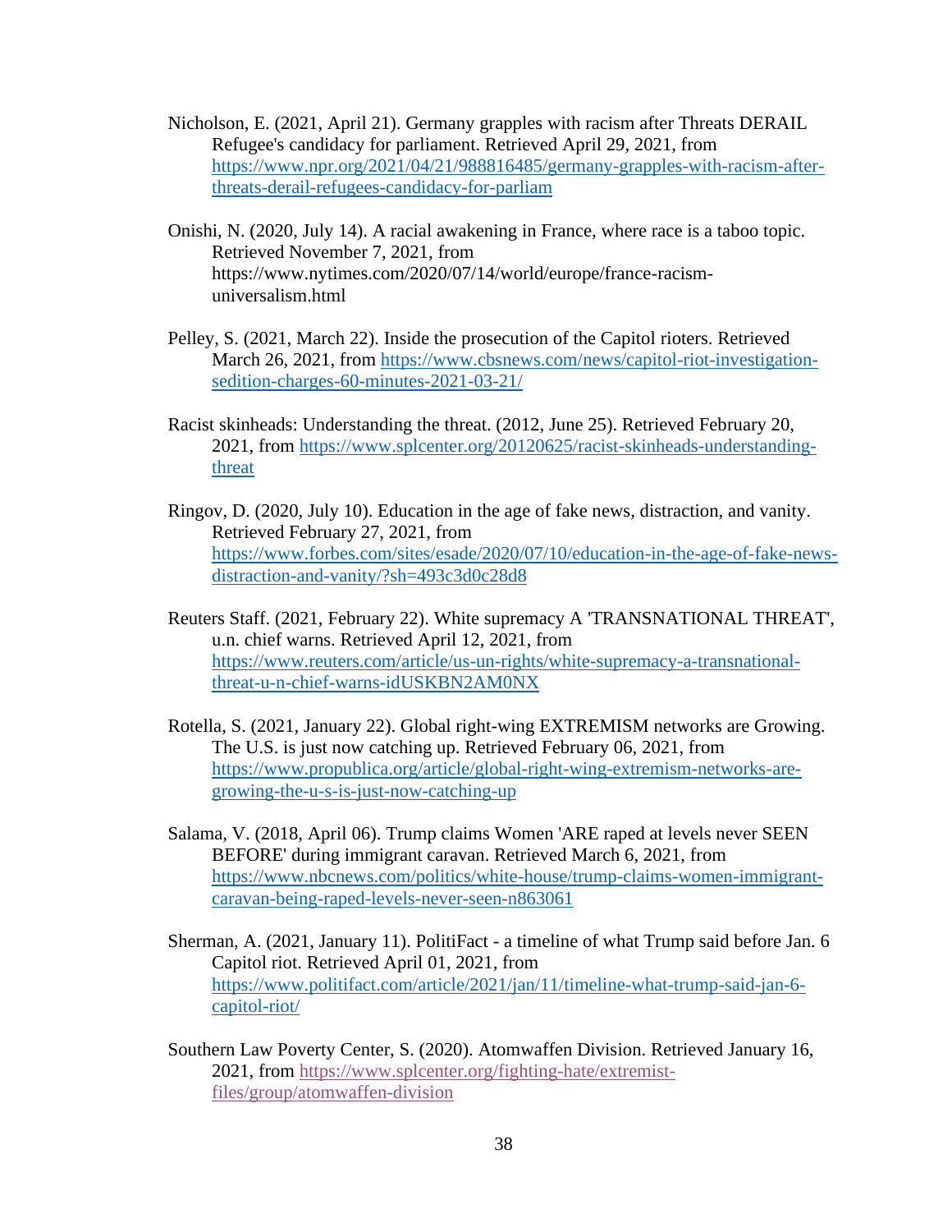Nicholson, E. (2021, April 21). Germany grapples with racism after Threats DERAIL Refugee's candidacy for parliament. Retrieved April 29, 2021, from https://www.npr.org/2021/04/21/988816485/germany-grapples-with-racism-after-threats-derail-refugees-candidacy-for-parliam

Onishi, N. (2020, July 14). A racial awakening in France, where race is a taboo topic. Retrieved November 7, 2021, from https://www.nytimes.com/2020/07/14/world/europe/france-racism-universalism.html

Pelley, S. (2021, March 22). Inside the prosecution of the Capitol rioters. Retrieved March 26, 2021, from https://www.cbsnews.com/news/capitol-riot-investigation-sedition-charges-60-minutes-2021-03-21/

Racist skinheads: Understanding the threat. (2012, June 25). Retrieved February 20, 2021, from https://www.splcenter.org/20120625/racist-skinheads-understanding-threat

Ringov, D. (2020, July 10). Education in the age of fake news, distraction, and vanity. Retrieved February 27, 2021, from https://www.forbes.com/sites/esade/2020/07/10/education-in-the-age-of-fake-news-distraction-and-vanity/?sh=493c3d0c28d8

Reuters Staff. (2021, February 22). White supremacy A 'TRANSNATIONAL THREAT', u.n. chief warns. Retrieved April 12, 2021, from https://www.reuters.com/article/us-un-rights/white-supremacy-a-transnational-threat-u-n-chief-warns-idUSKBN2AM0NX

Rotella, S. (2021, January 22). Global right-wing EXTREMISM networks are Growing. The U.S. is just now catching up. Retrieved February 06, 2021, from https://www.propublica.org/article/global-right-wing-extremism-networks-are-growing-the-u-s-is-just-now-catching-up

Salama, V. (2018, April 06). Trump claims Women 'ARE raped at levels never SEEN BEFORE' during immigrant caravan. Retrieved March 6, 2021, from https://www.nbcnews.com/politics/white-house/trump-claims-women-immigrant-caravan-being-raped-levels-never-seen-n863061

Sherman, A. (2021, January 11). PolitiFact - a timeline of what Trump said before Jan. 6 Capitol riot. Retrieved April 01, 2021, from https://www.politifact.com/article/2021/jan/11/timeline-what-trump-said-jan-6-capitol-riot/

Southern Law Poverty Center, S. (2020). Atomwaffen Division. Retrieved January 16, 2021, from https://www.splcenter.org/fighting-hate/extremist-files/group/atomwaffen-division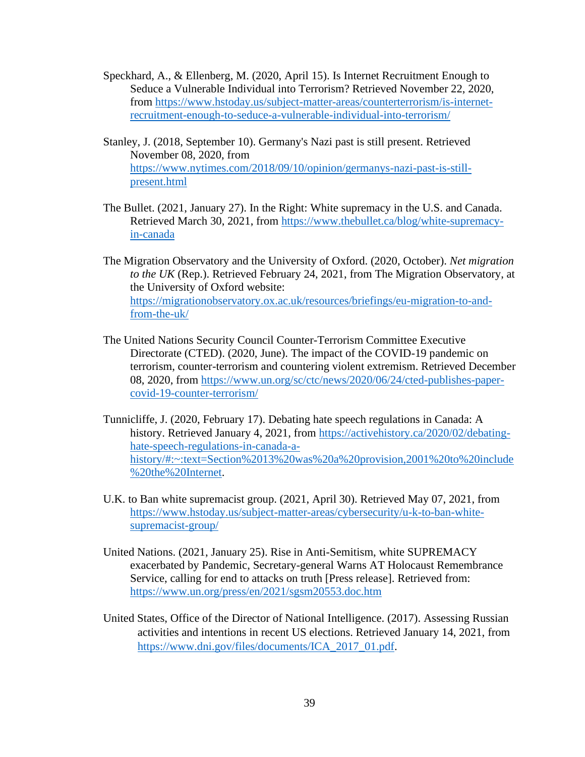Speckhard, A., & Ellenberg, M. (2020, April 15). Is Internet Recruitment Enough to Seduce a Vulnerable Individual into Terrorism? Retrieved November 22, 2020, from https://www.hstoday.us/subject-matter-areas/counterterrorism/is-internet-recruitment-enough-to-seduce-a-vulnerable-individual-into-terrorism/

Stanley, J. (2018, September 10). Germany's Nazi past is still present. Retrieved November 08, 2020, from https://www.nytimes.com/2018/09/10/opinion/germanys-nazi-past-is-still-present.html

The Bullet. (2021, January 27). In the Right: White supremacy in the U.S. and Canada. Retrieved March 30, 2021, from https://www.thebullet.ca/blog/white-supremacy-in-canada

The Migration Observatory and the University of Oxford. (2020, October). *Net migration to the UK* (Rep.). Retrieved February 24, 2021, from The Migration Observatory, at the University of Oxford website: https://migrationobservatory.ox.ac.uk/resources/briefings/eu-migration-to-and-from-the-uk/

The United Nations Security Council Counter-Terrorism Committee Executive Directorate (CTED). (2020, June). The impact of the COVID-19 pandemic on terrorism, counter-terrorism and countering violent extremism. Retrieved December 08, 2020, from https://www.un.org/sc/ctc/news/2020/06/24/cted-publishes-paper-covid-19-counter-terrorism/

Tunnicliffe, J. (2020, February 17). Debating hate speech regulations in Canada: A history. Retrieved January 4, 2021, from https://activehistory.ca/2020/02/debating-hate-speech-regulations-in-canada-a-history/#:~:text=Section%2013%20was%20a%20provision,2001%20to%20include%20the%20Internet.

U.K. to Ban white supremacist group. (2021, April 30). Retrieved May 07, 2021, from https://www.hstoday.us/subject-matter-areas/cybersecurity/u-k-to-ban-white-supremacist-group/

United Nations. (2021, January 25). Rise in Anti-Semitism, white SUPREMACY exacerbated by Pandemic, Secretary-general Warns AT Holocaust Remembrance Service, calling for end to attacks on truth [Press release]. Retrieved from: https://www.un.org/press/en/2021/sgsm20553.doc.htm

United States, Office of the Director of National Intelligence. (2017). Assessing Russian activities and intentions in recent US elections. Retrieved January 14, 2021, from https://www.dni.gov/files/documents/ICA_2017_01.pdf.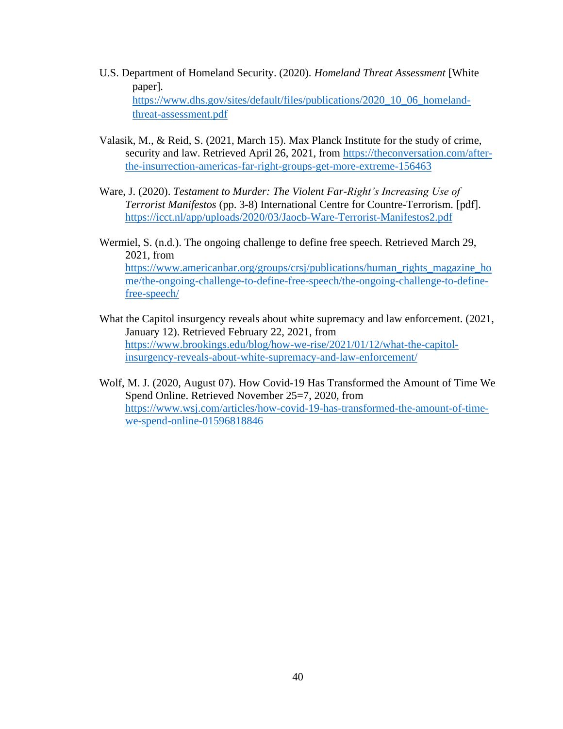U.S. Department of Homeland Security. (2020). *Homeland Threat Assessment* [White paper]. https://www.dhs.gov/sites/default/files/publications/2020_10_06_homeland-threat-assessment.pdf

Valasik, M., & Reid, S. (2021, March 15). Max Planck Institute for the study of crime, security and law. Retrieved April 26, 2021, from https://theconversation.com/after-the-insurrection-americas-far-right-groups-get-more-extreme-156463

Ware, J. (2020). *Testament to Murder: The Violent Far-Right's Increasing Use of Terrorist Manifestos* (pp. 3-8) International Centre for Countre-Terrorism. [pdf]. https://icct.nl/app/uploads/2020/03/Jaocb-Ware-Terrorist-Manifestos2.pdf

Wermiel, S. (n.d.). The ongoing challenge to define free speech. Retrieved March 29, 2021, from https://www.americanbar.org/groups/crsj/publications/human_rights_magazine_home/the-ongoing-challenge-to-define-free-speech/the-ongoing-challenge-to-define-free-speech/

What the Capitol insurgency reveals about white supremacy and law enforcement. (2021, January 12). Retrieved February 22, 2021, from https://www.brookings.edu/blog/how-we-rise/2021/01/12/what-the-capitol-insurgency-reveals-about-white-supremacy-and-law-enforcement/

Wolf, M. J. (2020, August 07). How Covid-19 Has Transformed the Amount of Time We Spend Online. Retrieved November 25=7, 2020, from https://www.wsj.com/articles/how-covid-19-has-transformed-the-amount-of-time-we-spend-online-01596818846